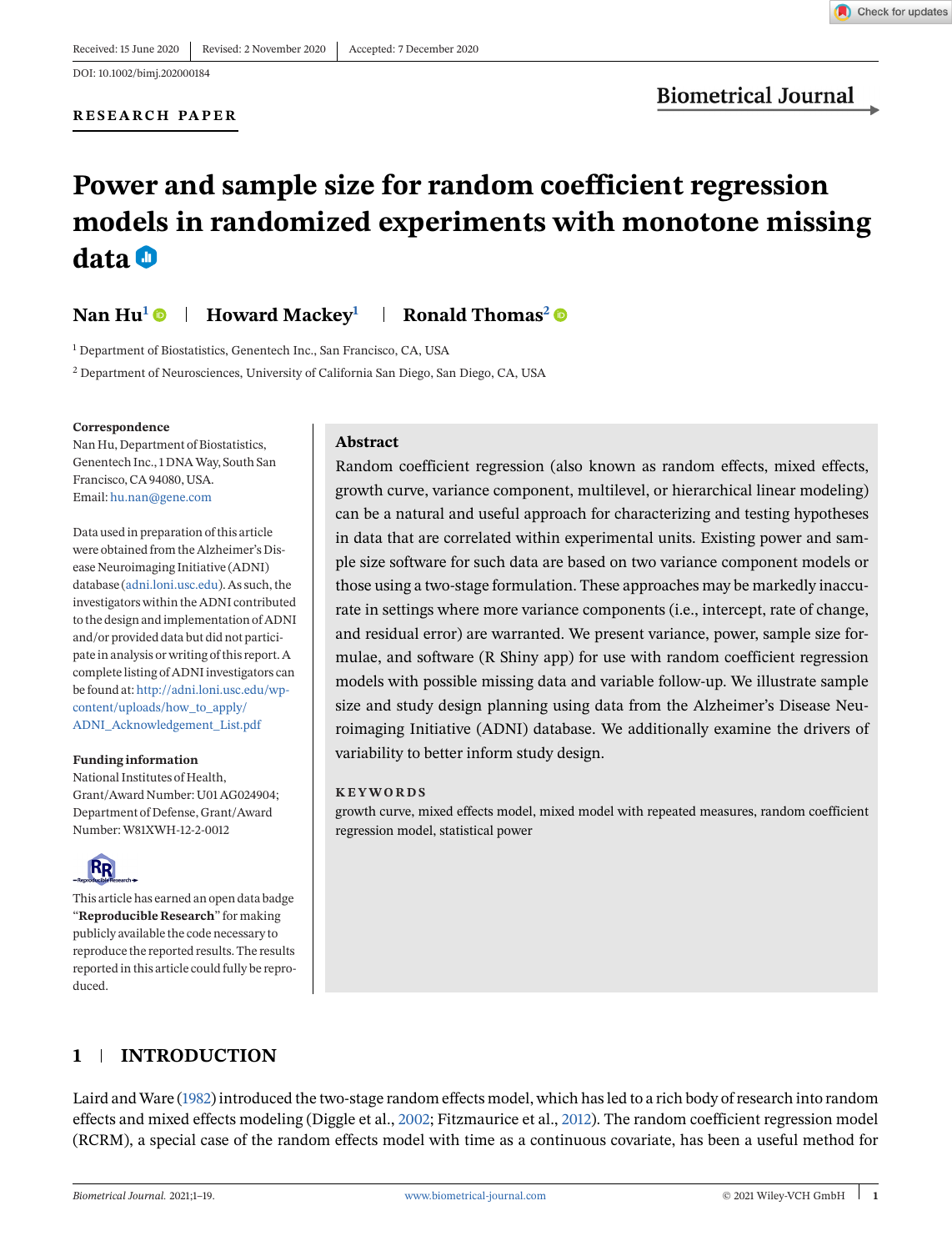Received: 15 June 2020 | Revised: 2 November 2020 | Accepted: 7 December 2020

DOI: 10.1002/bimj.202000184

RESEARCH PAPER

# Power and sample size for random coefficient regression models in randomized experiments with monotone missing data

**Nan Hu**[1] | **Howard Mackey**[1] | **Ronald Thomas**[2]

[1] Department of Biostatistics, Genentech Inc., San Francisco, CA, USA

[2] Department of Neurosciences, University of California San Diego, San Diego, CA, USA

**Correspondence**
Nan Hu, Department of Biostatistics, Genentech Inc., 1 DNA Way, South San Francisco, CA 94080, USA.
Email: hu.nan@gene.com

Data used in preparation of this article were obtained from the Alzheimer's Disease Neuroimaging Initiative (ADNI) database (adni.loni.usc.edu). As such, the investigators within the ADNI contributed to the design and implementation of ADNI and/or provided data but did not participate in analysis or writing of this report. A complete listing of ADNI investigators can be found at: http://adni.loni.usc.edu/wp-content/uploads/how_to_apply/ADNI_Acknowledgement_List.pdf

**Funding information**
National Institutes of Health, Grant/Award Number: U01 AG024904; Department of Defense, Grant/Award Number: W81XWH-12-2-0012

This article has earned an open data badge "**Reproducible Research**" for making publicly available the code necessary to reproduce the reported results. The results reported in this article could fully be reproduced.

## Abstract

Random coefficient regression (also known as random effects, mixed effects, growth curve, variance component, multilevel, or hierarchical linear modeling) can be a natural and useful approach for characterizing and testing hypotheses in data that are correlated within experimental units. Existing power and sample size software for such data are based on two variance component models or those using a two-stage formulation. These approaches may be markedly inaccurate in settings where more variance components (i.e., intercept, rate of change, and residual error) are warranted. We present variance, power, sample size formulae, and software (R Shiny app) for use with random coefficient regression models with possible missing data and variable follow-up. We illustrate sample size and study design planning using data from the Alzheimer's Disease Neuroimaging Initiative (ADNI) database. We additionally examine the drivers of variability to better inform study design.

**KEYWORDS**

growth curve, mixed effects model, mixed model with repeated measures, random coefficient regression model, statistical power

## 1 | INTRODUCTION

Laird and Ware (1982) introduced the two-stage random effects model, which has led to a rich body of research into random effects and mixed effects modeling (Diggle et al., 2002; Fitzmaurice et al., 2012). The random coefficient regression model (RCRM), a special case of the random effects model with time as a continuous covariate, has been a useful method for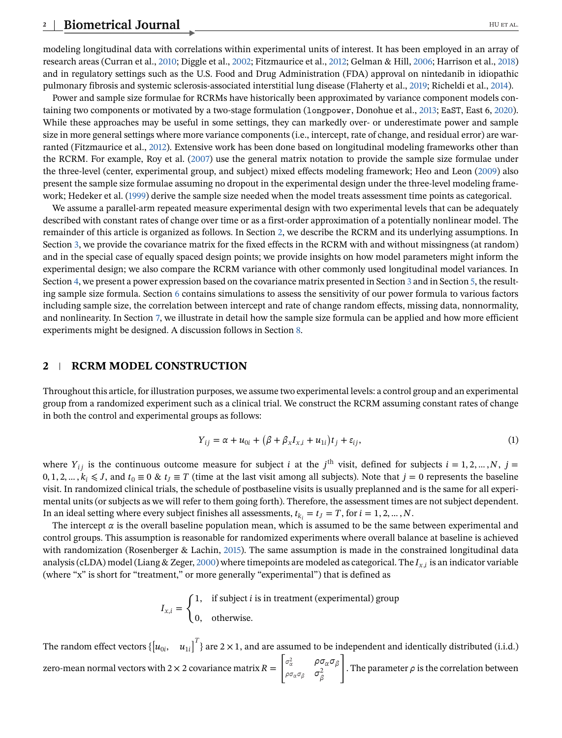modeling longitudinal data with correlations within experimental units of interest. It has been employed in an array of research areas (Curran et al., 2010; Diggle et al., 2002; Fitzmaurice et al., 2012; Gelman & Hill, 2006; Harrison et al., 2018) and in regulatory settings such as the U.S. Food and Drug Administration (FDA) approval on nintedanib in idiopathic pulmonary fibrosis and systemic sclerosis-associated interstitial lung disease (Flaherty et al., 2019; Richeldi et al., 2014).

Power and sample size formulae for RCRMs have historically been approximated by variance component models containing two components or motivated by a two-stage formulation (`longpower`, Donohue et al., 2013; `EaST`, East 6, 2020). While these approaches may be useful in some settings, they can markedly over- or underestimate power and sample size in more general settings where more variance components (i.e., intercept, rate of change, and residual error) are warranted (Fitzmaurice et al., 2012). Extensive work has been done based on longitudinal modeling frameworks other than the RCRM. For example, Roy et al. (2007) use the general matrix notation to provide the sample size formulae under the three-level (center, experimental group, and subject) mixed effects modeling framework; Heo and Leon (2009) also present the sample size formulae assuming no dropout in the experimental design under the three-level modeling framework; Hedeker et al. (1999) derive the sample size needed when the model treats assessment time points as categorical.

We assume a parallel-arm repeated measure experimental design with two experimental levels that can be adequately described with constant rates of change over time or as a first-order approximation of a potentially nonlinear model. The remainder of this article is organized as follows. In Section 2, we describe the RCRM and its underlying assumptions. In Section 3, we provide the covariance matrix for the fixed effects in the RCRM with and without missingness (at random) and in the special case of equally spaced design points; we provide insights on how model parameters might inform the experimental design; we also compare the RCRM variance with other commonly used longitudinal model variances. In Section 4, we present a power expression based on the covariance matrix presented in Section 3 and in Section 5, the resulting sample size formula. Section 6 contains simulations to assess the sensitivity of our power formula to various factors including sample size, the correlation between intercept and rate of change random effects, missing data, nonnormality, and nonlinearity. In Section 7, we illustrate in detail how the sample size formula can be applied and how more efficient experiments might be designed. A discussion follows in Section 8.

## 2 | RCRM MODEL CONSTRUCTION

Throughout this article, for illustration purposes, we assume two experimental levels: a control group and an experimental group from a randomized experiment such as a clinical trial. We construct the RCRM assuming constant rates of change in both the control and experimental groups as follows:

$$Y_{ij} = \alpha + u_{0i} + \left(\beta + \beta_x I_{x,i} + u_{1i}\right)t_j + \varepsilon_{ij}, \tag{1}$$

where $Y_{ij}$ is the continuous outcome measure for subject $i$ at the $j^{\text{th}}$ visit, defined for subjects $i = 1, 2, \dots, N$, $j = 0, 1, 2, \dots, k_i \leqslant J$, and $t_0 \equiv 0$ & $t_J \equiv T$ (time at the last visit among all subjects). Note that $j = 0$ represents the baseline visit. In randomized clinical trials, the schedule of postbaseline visits is usually preplanned and is the same for all experimental units (or subjects as we will refer to them going forth). Therefore, the assessment times are not subject dependent. In an ideal setting where every subject finishes all assessments, $t_{k_i} = t_J = T$, for $i = 1, 2, \dots, N$.

The intercept $\alpha$ is the overall baseline population mean, which is assumed to be the same between experimental and control groups. This assumption is reasonable for randomized experiments where overall balance at baseline is achieved with randomization (Rosenberger & Lachin, 2015). The same assumption is made in the constrained longitudinal data analysis (cLDA) model (Liang & Zeger, 2000) where timepoints are modeled as categorical. The $I_{x,i}$ is an indicator variable (where "x" is short for "treatment," or more generally "experimental") that is defined as

$$I_{x,i} = \begin{cases} 1, & \text{if subject } i \text{ is in treatment (experimental) group} \\ 0, & \text{otherwise.} \end{cases}$$

The random effect vectors $\{\begin{bmatrix} u_{0i}, & u_{1i} \end{bmatrix}^T\}$ are $2 \times 1$, and are assumed to be independent and identically distributed (i.i.d.) zero-mean normal vectors with $2 \times 2$ covariance matrix $R = \begin{bmatrix} \sigma_\alpha^2 & \rho\sigma_\alpha\sigma_\beta \\ \rho\sigma_\alpha\sigma_\beta & \sigma_\beta^2 \end{bmatrix}$. The parameter $\rho$ is the correlation between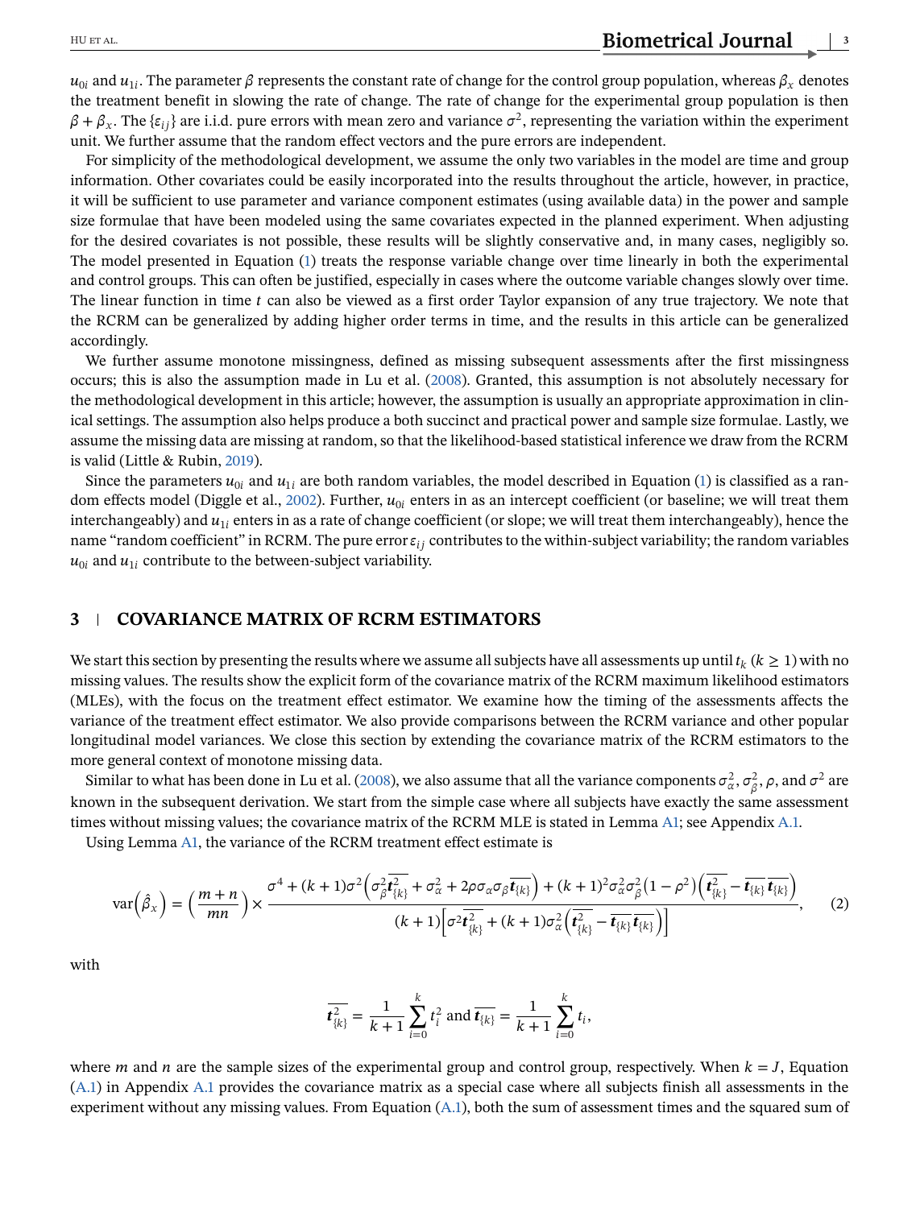$u_{0i}$ and $u_{1i}$. The parameter $\beta$ represents the constant rate of change for the control group population, whereas $\beta_x$ denotes the treatment benefit in slowing the rate of change. The rate of change for the experimental group population is then $\beta + \beta_x$. The $\{\varepsilon_{ij}\}$ are i.i.d. pure errors with mean zero and variance $\sigma^2$, representing the variation within the experiment unit. We further assume that the random effect vectors and the pure errors are independent.

For simplicity of the methodological development, we assume the only two variables in the model are time and group information. Other covariates could be easily incorporated into the results throughout the article, however, in practice, it will be sufficient to use parameter and variance component estimates (using available data) in the power and sample size formulae that have been modeled using the same covariates expected in the planned experiment. When adjusting for the desired covariates is not possible, these results will be slightly conservative and, in many cases, negligibly so. The model presented in Equation (1) treats the response variable change over time linearly in both the experimental and control groups. This can often be justified, especially in cases where the outcome variable changes slowly over time. The linear function in time $t$ can also be viewed as a first order Taylor expansion of any true trajectory. We note that the RCRM can be generalized by adding higher order terms in time, and the results in this article can be generalized accordingly.

We further assume monotone missingness, defined as missing subsequent assessments after the first missingness occurs; this is also the assumption made in Lu et al. (2008). Granted, this assumption is not absolutely necessary for the methodological development in this article; however, the assumption is usually an appropriate approximation in clinical settings. The assumption also helps produce a both succinct and practical power and sample size formulae. Lastly, we assume the missing data are missing at random, so that the likelihood-based statistical inference we draw from the RCRM is valid (Little & Rubin, 2019).

Since the parameters $u_{0i}$ and $u_{1i}$ are both random variables, the model described in Equation (1) is classified as a random effects model (Diggle et al., 2002). Further, $u_{0i}$ enters in as an intercept coefficient (or baseline; we will treat them interchangeably) and $u_{1i}$ enters in as a rate of change coefficient (or slope; we will treat them interchangeably), hence the name "random coefficient" in RCRM. The pure error $\varepsilon_{ij}$ contributes to the within-subject variability; the random variables $u_{0i}$ and $u_{1i}$ contribute to the between-subject variability.

## 3 | COVARIANCE MATRIX OF RCRM ESTIMATORS

We start this section by presenting the results where we assume all subjects have all assessments up until $t_k$ $(k \geq 1)$ with no missing values. The results show the explicit form of the covariance matrix of the RCRM maximum likelihood estimators (MLEs), with the focus on the treatment effect estimator. We examine how the timing of the assessments affects the variance of the treatment effect estimator. We also provide comparisons between the RCRM variance and other popular longitudinal model variances. We close this section by extending the covariance matrix of the RCRM estimators to the more general context of monotone missing data.

Similar to what has been done in Lu et al. (2008), we also assume that all the variance components $\sigma_\alpha^2$, $\sigma_\beta^2$, $\rho$, and $\sigma^2$ are known in the subsequent derivation. We start from the simple case where all subjects have exactly the same assessment times without missing values; the covariance matrix of the RCRM MLE is stated in Lemma A1; see Appendix A.1.

Using Lemma A1, the variance of the RCRM treatment effect estimate is

$$\mathrm{var}\left(\hat{\beta}_x\right) = \left(\frac{m+n}{mn}\right) \times \frac{\sigma^4 + (k+1)\sigma^2\left(\sigma_\beta^2\overline{\boldsymbol{t}_{\{k\}}^2} + \sigma_\alpha^2 + 2\rho\sigma_\alpha\sigma_\beta\overline{\boldsymbol{t}_{\{k\}}}\right) + (k+1)^2\sigma_\alpha^2\sigma_\beta^2\left(1-\rho^2\right)\left(\overline{\boldsymbol{t}_{\{k\}}^2} - \overline{\boldsymbol{t}_{\{k\}}}\,\overline{\boldsymbol{t}_{\{k\}}}\right)}{(k+1)\left[\sigma^2\overline{\boldsymbol{t}_{\{k\}}^2} + (k+1)\sigma_\alpha^2\left(\overline{\boldsymbol{t}_{\{k\}}^2} - \overline{\boldsymbol{t}_{\{k\}}}\,\overline{\boldsymbol{t}_{\{k\}}}\right)\right]}, \tag{2}$$

with

$$\overline{\boldsymbol{t}_{\{k\}}^2} = \frac{1}{k+1}\sum_{i=0}^{k} t_i^2 \text{ and } \overline{\boldsymbol{t}_{\{k\}}} = \frac{1}{k+1}\sum_{i=0}^{k} t_i,$$

where $m$ and $n$ are the sample sizes of the experimental group and control group, respectively. When $k = J$, Equation (A.1) in Appendix A.1 provides the covariance matrix as a special case where all subjects finish all assessments in the experiment without any missing values. From Equation (A.1), both the sum of assessment times and the squared sum of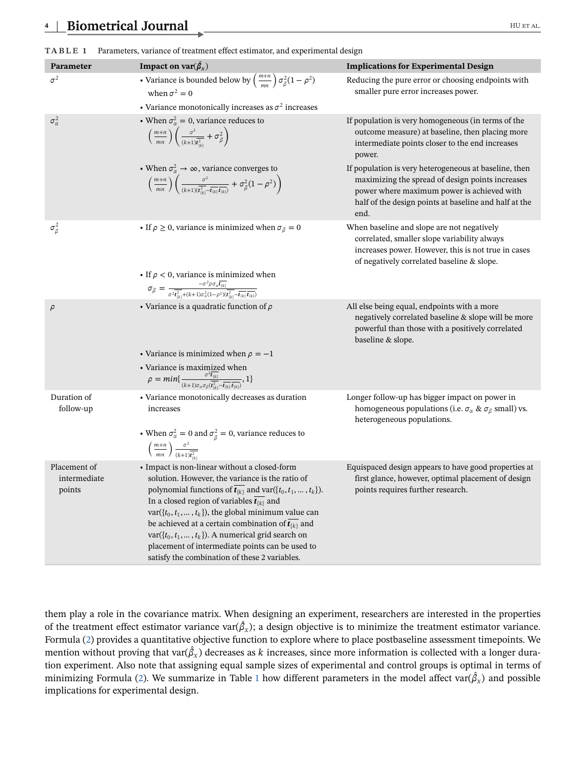**TABLE 1** Parameters, variance of treatment effect estimator, and experimental design

| Parameter | Impact on $\text{var}(\hat{\beta}_x)$ | Implications for Experimental Design |
|---|---|---|
| $\sigma^2$ | • Variance is bounded below by $\left(\frac{m+n}{mn}\right)\sigma_\beta^2(1-\rho^2)$ when $\sigma^2 = 0$<br>• Variance monotonically increases as $\sigma^2$ increases | Reducing the pure error or choosing endpoints with smaller pure error increases power. |
| $\sigma_\alpha^2$ | • When $\sigma_\alpha^2 = 0$, variance reduces to $\left(\frac{m+n}{mn}\right)\left(\frac{\sigma^2}{(k+1)\overline{t_{\{k\}}^2}} + \sigma_\beta^2\right)$ | If population is very homogeneous (in terms of the outcome measure) at baseline, then placing more intermediate points closer to the end increases power. |
| | • When $\sigma_\alpha^2 \to \infty$, variance converges to $\left(\frac{m+n}{mn}\right)\left(\frac{\sigma^2}{(k+1)(\overline{t_{\{k\}}^2} - \overline{t_{\{k\}}}\,\overline{t_{\{k\}}})} + \sigma_\beta^2(1-\rho^2)\right)$ | If population is very heterogeneous at baseline, then maximizing the spread of design points increases power where maximum power is achieved with half of the design points at baseline and half at the end. |
| $\sigma_\beta^2$ | • If $\rho \geq 0$, variance is minimized when $\sigma_\beta = 0$ | When baseline and slope are not negatively correlated, smaller slope variability always increases power. However, this is not true in cases of negatively correlated baseline & slope. |
| | • If $\rho < 0$, variance is minimized when $\sigma_\beta = \frac{-\sigma^2\rho\sigma_\alpha\overline{t_{\{k\}}}}{\sigma^2\overline{t_{\{k\}}^2} + (k+1)\sigma_\alpha^2(1-\rho^2)(\overline{t_{\{k\}}^2} - \overline{t_{\{k\}}}\,\overline{t_{\{k\}}})}$ | |
| $\rho$ | • Variance is a quadratic function of $\rho$ | All else being equal, endpoints with a more negatively correlated baseline & slope will be more powerful than those with a positively correlated baseline & slope. |
| | • Variance is minimized when $\rho = -1$<br>• Variance is maximized when $\rho = min\{\frac{\sigma^2\overline{t_{\{k\}}}}{(k+1)\sigma_\alpha\sigma_\beta(\overline{t_{\{k\}}^2} - \overline{t_{\{k\}}}\,\overline{t_{\{k\}}})}, 1\}$ | |
| Duration of follow-up | • Variance monotonically decreases as duration increases | Longer follow-up has bigger impact on power in homogeneous populations (i.e. $\sigma_\alpha$ & $\sigma_\beta$ small) vs. heterogeneous populations. |
| | • When $\sigma_\alpha^2 = 0$ and $\sigma_\beta^2 = 0$, variance reduces to $\left(\frac{m+n}{mn}\right)\frac{\sigma^2}{(k+1)\overline{t_{\{k\}}^2}}$ | |
| Placement of intermediate points | • Impact is non-linear without a closed-form solution. However, the variance is the ratio of polynomial functions of $\overline{t_{\{k\}}}$ and $\text{var}(\{t_0, t_1, \ldots, t_k\})$. In a closed region of variables $\overline{t_{\{k\}}}$ and $\text{var}(\{t_0, t_1, \ldots, t_k\})$, the global minimum value can be achieved at a certain combination of $\overline{t_{\{k\}}}$ and $\text{var}(\{t_0, t_1, \ldots, t_k\})$. A numerical grid search on placement of intermediate points can be used to satisfy the combination of these 2 variables. | Equispaced design appears to have good properties at first glance, however, optimal placement of design points requires further research. |

them play a role in the covariance matrix. When designing an experiment, researchers are interested in the properties of the treatment effect estimator variance $\text{var}(\hat{\beta}_x)$; a design objective is to minimize the treatment estimator variance. Formula (2) provides a quantitative objective function to explore where to place postbaseline assessment timepoints. We mention without proving that $\text{var}(\hat{\beta}_x)$ decreases as $k$ increases, since more information is collected with a longer duration experiment. Also note that assigning equal sample sizes of experimental and control groups is optimal in terms of minimizing Formula (2). We summarize in Table 1 how different parameters in the model affect $\text{var}(\hat{\beta}_x)$ and possible implications for experimental design.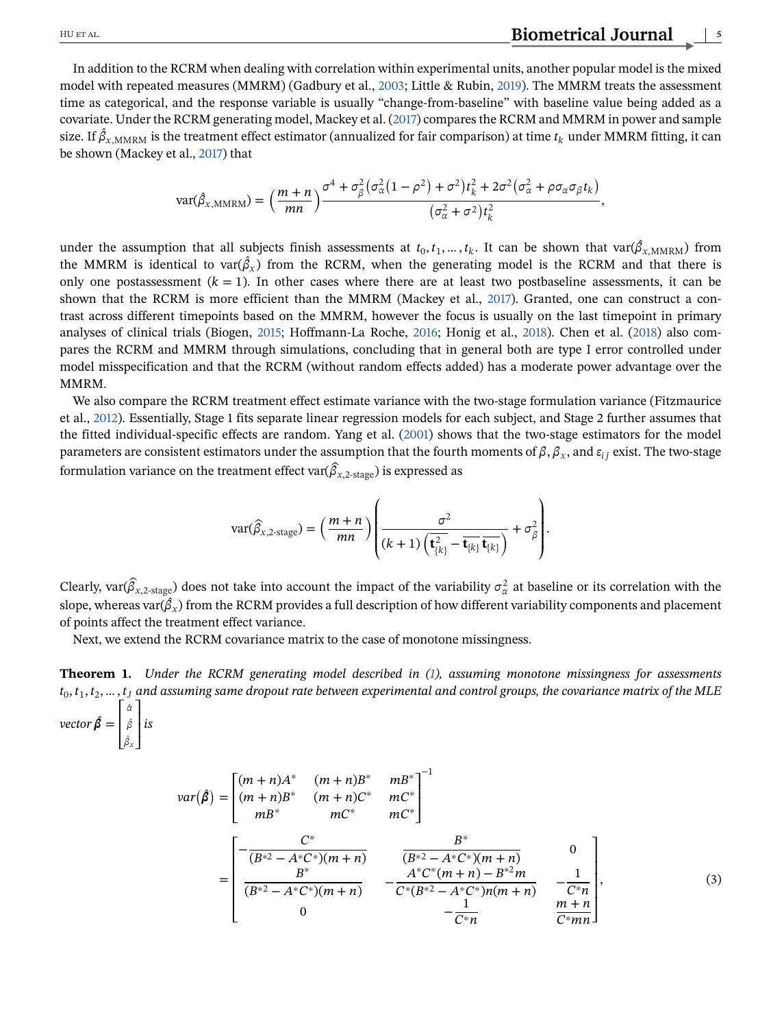In addition to the RCRM when dealing with correlation within experimental units, another popular model is the mixed model with repeated measures (MMRM) (Gadbury et al., 2003; Little & Rubin, 2019). The MMRM treats the assessment time as categorical, and the response variable is usually "change-from-baseline" with baseline value being added as a covariate. Under the RCRM generating model, Mackey et al. (2017) compares the RCRM and MMRM in power and sample size. If $\hat{\beta}_{x,\text{MMRM}}$ is the treatment effect estimator (annualized for fair comparison) at time $t_k$ under MMRM fitting, it can be shown (Mackey et al., 2017) that

$$\text{var}(\hat{\beta}_{x,\text{MMRM}}) = \left(\frac{m+n}{mn}\right)\frac{\sigma^4 + \sigma_\beta^2\left(\sigma_\alpha^2(1-\rho^2) + \sigma^2\right)t_k^2 + 2\sigma^2\left(\sigma_\alpha^2 + \rho\sigma_\alpha\sigma_\beta t_k\right)}{\left(\sigma_\alpha^2 + \sigma^2\right)t_k^2},$$

under the assumption that all subjects finish assessments at $t_0, t_1, \ldots, t_k$. It can be shown that $\text{var}(\hat{\beta}_{x,\text{MMRM}})$ from the MMRM is identical to $\text{var}(\hat{\beta}_x)$ from the RCRM, when the generating model is the RCRM and that there is only one postassessment ($k = 1$). In other cases where there are at least two postbaseline assessments, it can be shown that the RCRM is more efficient than the MMRM (Mackey et al., 2017). Granted, one can construct a contrast across different timepoints based on the MMRM, however the focus is usually on the last timepoint in primary analyses of clinical trials (Biogen, 2015; Hoffmann-La Roche, 2016; Honig et al., 2018). Chen et al. (2018) also compares the RCRM and MMRM through simulations, concluding that in general both are type I error controlled under model misspecification and that the RCRM (without random effects added) has a moderate power advantage over the MMRM.

We also compare the RCRM treatment effect estimate variance with the two-stage formulation variance (Fitzmaurice et al., 2012). Essentially, Stage 1 fits separate linear regression models for each subject, and Stage 2 further assumes that the fitted individual-specific effects are random. Yang et al. (2001) shows that the two-stage estimators for the model parameters are consistent estimators under the assumption that the fourth moments of $\beta$, $\beta_x$, and $\varepsilon_{ij}$ exist. The two-stage formulation variance on the treatment effect $\text{var}(\hat{\beta}_{x,\text{2-stage}})$ is expressed as

$$\text{var}(\hat{\beta}_{x,\text{2-stage}}) = \left(\frac{m+n}{mn}\right)\left(\frac{\sigma^2}{(k+1)\left(\overline{\mathbf{t}^2_{\{k\}}} - \overline{\mathbf{t}_{\{k\}}}\,\overline{\mathbf{t}_{\{k\}}}\right)} + \sigma_\beta^2\right).$$

Clearly, $\text{var}(\hat{\beta}_{x,\text{2-stage}})$ does not take into account the impact of the variability $\sigma_\alpha^2$ at baseline or its correlation with the slope, whereas $\text{var}(\hat{\beta}_x)$ from the RCRM provides a full description of how different variability components and placement of points affect the treatment effect variance.

Next, we extend the RCRM covariance matrix to the case of monotone missingness.

**Theorem 1.** *Under the RCRM generating model described in (1), assuming monotone missingness for assessments $t_0, t_1, t_2, \ldots, t_J$ and assuming same dropout rate between experimental and control groups, the covariance matrix of the MLE vector* $\hat{\boldsymbol{\beta}} = \begin{bmatrix} \hat{\alpha} \\ \hat{\beta} \\ \hat{\beta}_x \end{bmatrix}$ *is*

$$var(\hat{\boldsymbol{\beta}}) = \begin{bmatrix} (m+n)A^* & (m+n)B^* & mB^* \\ (m+n)B^* & (m+n)C^* & mC^* \\ mB^* & mC^* & mC^* \end{bmatrix}^{-1}$$

$$= \begin{bmatrix} -\dfrac{C^*}{(B^{*2} - A^*C^*)(m+n)} & \dfrac{B^*}{(B^{*2} - A^*C^*)(m+n)} & 0 \\ \dfrac{B^*}{(B^{*2} - A^*C^*)(m+n)} & -\dfrac{A^*C^*(m+n) - B^{*2}m}{C^*(B^{*2} - A^*C^*)n(m+n)} & -\dfrac{1}{C^*n} \\ 0 & -\dfrac{1}{C^*n} & \dfrac{m+n}{C^*mn} \end{bmatrix}, \tag{3}$$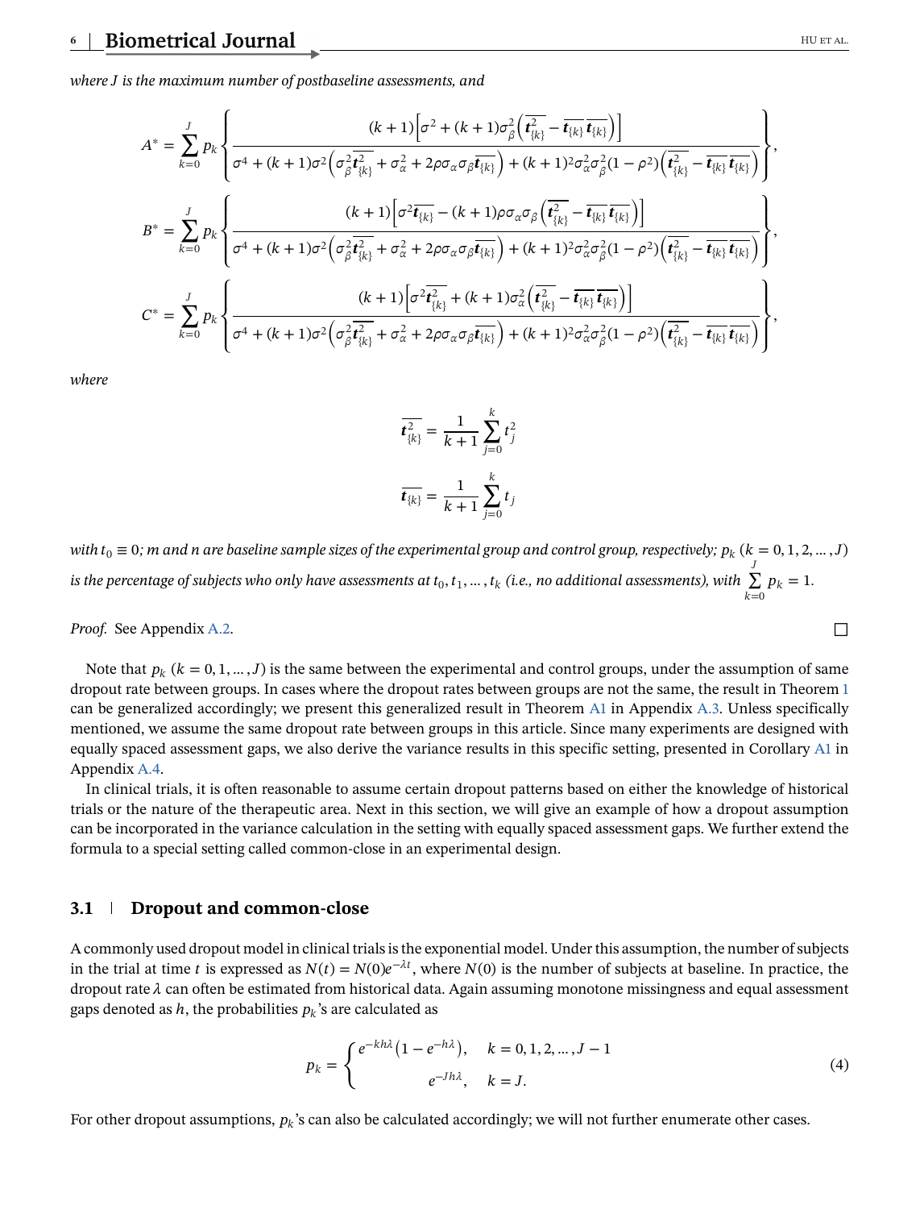*where $J$ is the maximum number of postbaseline assessments, and*

$$A^* = \sum_{k=0}^{J} p_k \left\{ \frac{(k+1)\left[\sigma^2 + (k+1)\sigma_\beta^2\left(\overline{\boldsymbol{t}^2_{\{k\}}} - \overline{\boldsymbol{t}_{\{k\}}}\,\overline{\boldsymbol{t}_{\{k\}}}\right)\right]}{\sigma^4 + (k+1)\sigma^2\left(\sigma_\beta^2\overline{\boldsymbol{t}^2_{\{k\}}} + \sigma_\alpha^2 + 2\rho\sigma_\alpha\sigma_\beta\overline{\boldsymbol{t}_{\{k\}}}\right) + (k+1)^2\sigma_\alpha^2\sigma_\beta^2(1-\rho^2)\left(\overline{\boldsymbol{t}^2_{\{k\}}} - \overline{\boldsymbol{t}_{\{k\}}}\,\overline{\boldsymbol{t}_{\{k\}}}\right)} \right\},$$

$$B^* = \sum_{k=0}^{J} p_k \left\{ \frac{(k+1)\left[\sigma^2\overline{\boldsymbol{t}_{\{k\}}} - (k+1)\rho\sigma_\alpha\sigma_\beta\left(\overline{\boldsymbol{t}^2_{\{k\}}} - \overline{\boldsymbol{t}_{\{k\}}}\,\overline{\boldsymbol{t}_{\{k\}}}\right)\right]}{\sigma^4 + (k+1)\sigma^2\left(\sigma_\beta^2\overline{\boldsymbol{t}^2_{\{k\}}} + \sigma_\alpha^2 + 2\rho\sigma_\alpha\sigma_\beta\overline{\boldsymbol{t}_{\{k\}}}\right) + (k+1)^2\sigma_\alpha^2\sigma_\beta^2(1-\rho^2)\left(\overline{\boldsymbol{t}^2_{\{k\}}} - \overline{\boldsymbol{t}_{\{k\}}}\,\overline{\boldsymbol{t}_{\{k\}}}\right)} \right\},$$

$$C^* = \sum_{k=0}^{J} p_k \left\{ \frac{(k+1)\left[\sigma^2\overline{\boldsymbol{t}^2_{\{k\}}} + (k+1)\sigma_\alpha^2\left(\overline{\boldsymbol{t}^2_{\{k\}}} - \overline{\boldsymbol{t}_{\{k\}}}\,\overline{\boldsymbol{t}_{\{k\}}}\right)\right]}{\sigma^4 + (k+1)\sigma^2\left(\sigma_\beta^2\overline{\boldsymbol{t}^2_{\{k\}}} + \sigma_\alpha^2 + 2\rho\sigma_\alpha\sigma_\beta\overline{\boldsymbol{t}_{\{k\}}}\right) + (k+1)^2\sigma_\alpha^2\sigma_\beta^2(1-\rho^2)\left(\overline{\boldsymbol{t}^2_{\{k\}}} - \overline{\boldsymbol{t}_{\{k\}}}\,\overline{\boldsymbol{t}_{\{k\}}}\right)} \right\},$$

*where*

$$\overline{\boldsymbol{t}^2_{\{k\}}} = \frac{1}{k+1}\sum_{j=0}^{k} t_j^2$$

$$\overline{\boldsymbol{t}_{\{k\}}} = \frac{1}{k+1}\sum_{j=0}^{k} t_j$$

*with $t_0 \equiv 0$; $m$ and $n$ are baseline sample sizes of the experimental group and control group, respectively; $p_k$ $(k = 0, 1, 2, \ldots, J)$ is the percentage of subjects who only have assessments at $t_0, t_1, \ldots, t_k$ (i.e., no additional assessments), with $\sum_{k=0}^{J} p_k = 1$.*

*Proof.* See Appendix A.2. □

Note that $p_k$ $(k = 0, 1, \ldots, J)$ is the same between the experimental and control groups, under the assumption of same dropout rate between groups. In cases where the dropout rates between groups are not the same, the result in Theorem 1 can be generalized accordingly; we present this generalized result in Theorem A1 in Appendix A.3. Unless specifically mentioned, we assume the same dropout rate between groups in this article. Since many experiments are designed with equally spaced assessment gaps, we also derive the variance results in this specific setting, presented in Corollary A1 in Appendix A.4.

In clinical trials, it is often reasonable to assume certain dropout patterns based on either the knowledge of historical trials or the nature of the therapeutic area. Next in this section, we will give an example of how a dropout assumption can be incorporated in the variance calculation in the setting with equally spaced assessment gaps. We further extend the formula to a special setting called common-close in an experimental design.

## 3.1 Dropout and common-close

A commonly used dropout model in clinical trials is the exponential model. Under this assumption, the number of subjects in the trial at time $t$ is expressed as $N(t) = N(0)e^{-\lambda t}$, where $N(0)$ is the number of subjects at baseline. In practice, the dropout rate $\lambda$ can often be estimated from historical data. Again assuming monotone missingness and equal assessment gaps denoted as $h$, the probabilities $p_k$'s are calculated as

$$p_k = \begin{cases} e^{-kh\lambda}\left(1 - e^{-h\lambda}\right), & k = 0, 1, 2, \ldots, J-1 \\ e^{-Jh\lambda}, & k = J. \end{cases} \tag{4}$$

For other dropout assumptions, $p_k$'s can also be calculated accordingly; we will not further enumerate other cases.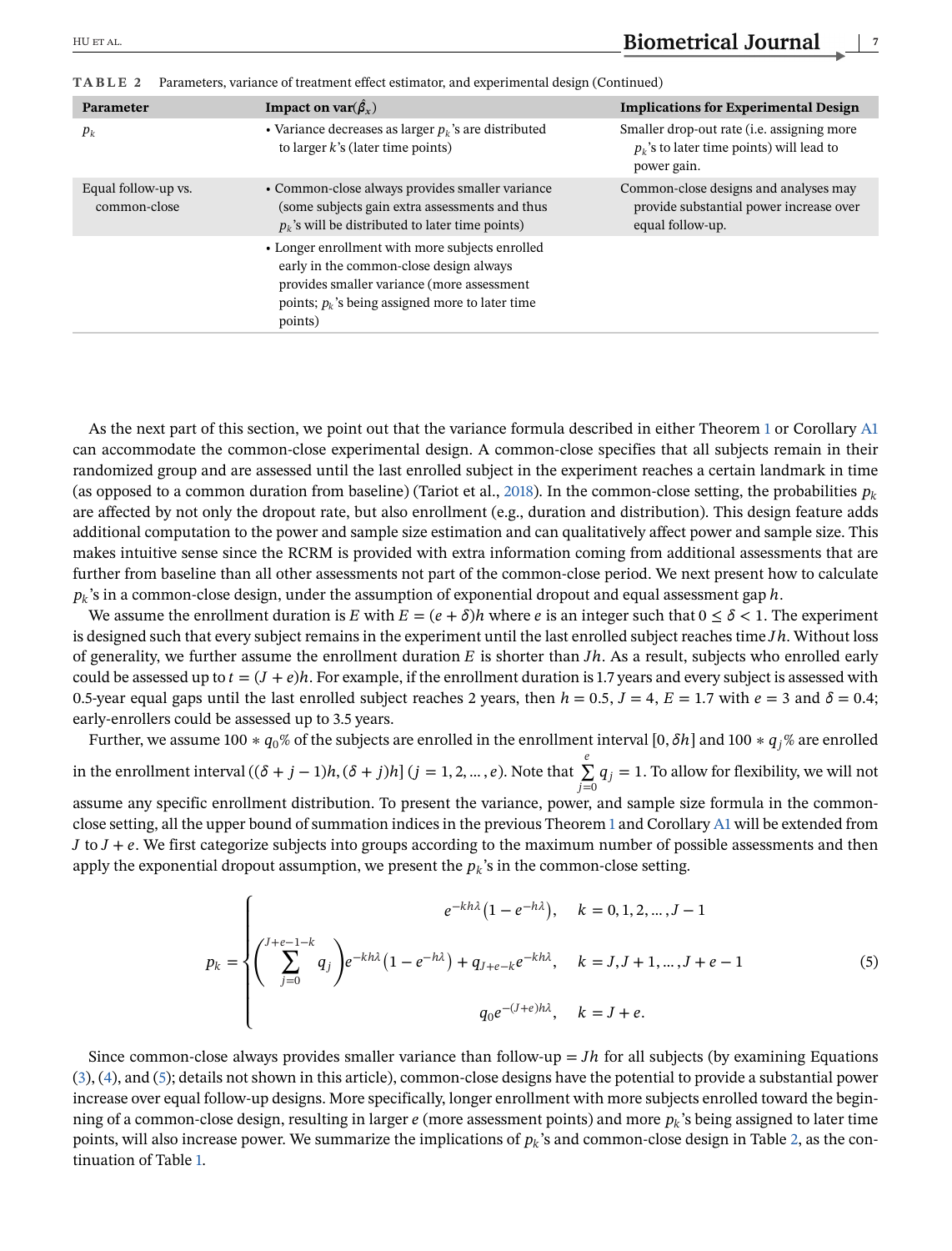**TABLE 2** Parameters, variance of treatment effect estimator, and experimental design (Continued)

| Parameter | Impact on var($\hat{\beta}_x$) | Implications for Experimental Design |
|---|---|---|
| $p_k$ | • Variance decreases as larger $p_k$'s are distributed to larger $k$'s (later time points) | Smaller drop-out rate (i.e. assigning more $p_k$'s to later time points) will lead to power gain. |
| Equal follow-up vs. common-close | • Common-close always provides smaller variance (some subjects gain extra assessments and thus $p_k$'s will be distributed to later time points) | Common-close designs and analyses may provide substantial power increase over equal follow-up. |
| | • Longer enrollment with more subjects enrolled early in the common-close design always provides smaller variance (more assessment points; $p_k$'s being assigned more to later time points) | |

As the next part of this section, we point out that the variance formula described in either Theorem 1 or Corollary A1 can accommodate the common-close experimental design. A common-close specifies that all subjects remain in their randomized group and are assessed until the last enrolled subject in the experiment reaches a certain landmark in time (as opposed to a common duration from baseline) (Tariot et al., 2018). In the common-close setting, the probabilities $p_k$ are affected by not only the dropout rate, but also enrollment (e.g., duration and distribution). This design feature adds additional computation to the power and sample size estimation and can qualitatively affect power and sample size. This makes intuitive sense since the RCRM is provided with extra information coming from additional assessments that are further from baseline than all other assessments not part of the common-close period. We next present how to calculate $p_k$'s in a common-close design, under the assumption of exponential dropout and equal assessment gap $h$.

We assume the enrollment duration is $E$ with $E = (e + \delta)h$ where $e$ is an integer such that $0 \leq \delta < 1$. The experiment is designed such that every subject remains in the experiment until the last enrolled subject reaches time $Jh$. Without loss of generality, we further assume the enrollment duration $E$ is shorter than $Jh$. As a result, subjects who enrolled early could be assessed up to $t = (J + e)h$. For example, if the enrollment duration is 1.7 years and every subject is assessed with 0.5-year equal gaps until the last enrolled subject reaches 2 years, then $h = 0.5$, $J = 4$, $E = 1.7$ with $e = 3$ and $\delta = 0.4$; early-enrollers could be assessed up to 3.5 years.

Further, we assume $100 * q_0\%$ of the subjects are enrolled in the enrollment interval $[0, \delta h]$ and $100 * q_j\%$ are enrolled in the enrollment interval $((\delta + j - 1)h, (\delta + j)h]$ $(j = 1, 2, \ldots, e)$. Note that $\sum_{j=0}^{e} q_j = 1$. To allow for flexibility, we will not assume any specific enrollment distribution. To present the variance, power, and sample size formula in the common-close setting, all the upper bound of summation indices in the previous Theorem 1 and Corollary A1 will be extended from $J$ to $J + e$. We first categorize subjects into groups according to the maximum number of possible assessments and then apply the exponential dropout assumption, we present the $p_k$'s in the common-close setting.

$$
p_k = \begin{cases} e^{-kh\lambda}\left(1 - e^{-h\lambda}\right), & k = 0, 1, 2, \ldots, J-1 \\ \left(\sum_{j=0}^{J+e-1-k} q_j\right) e^{-kh\lambda}\left(1 - e^{-h\lambda}\right) + q_{J+e-k} e^{-kh\lambda}, & k = J, J+1, \ldots, J+e-1 \\ q_0 e^{-(J+e)h\lambda}, & k = J+e. \end{cases} \tag{5}
$$

Since common-close always provides smaller variance than follow-up $= Jh$ for all subjects (by examining Equations (3), (4), and (5); details not shown in this article), common-close designs have the potential to provide a substantial power increase over equal follow-up designs. More specifically, longer enrollment with more subjects enrolled toward the beginning of a common-close design, resulting in larger $e$ (more assessment points) and more $p_k$'s being assigned to later time points, will also increase power. We summarize the implications of $p_k$'s and common-close design in Table 2, as the continuation of Table 1.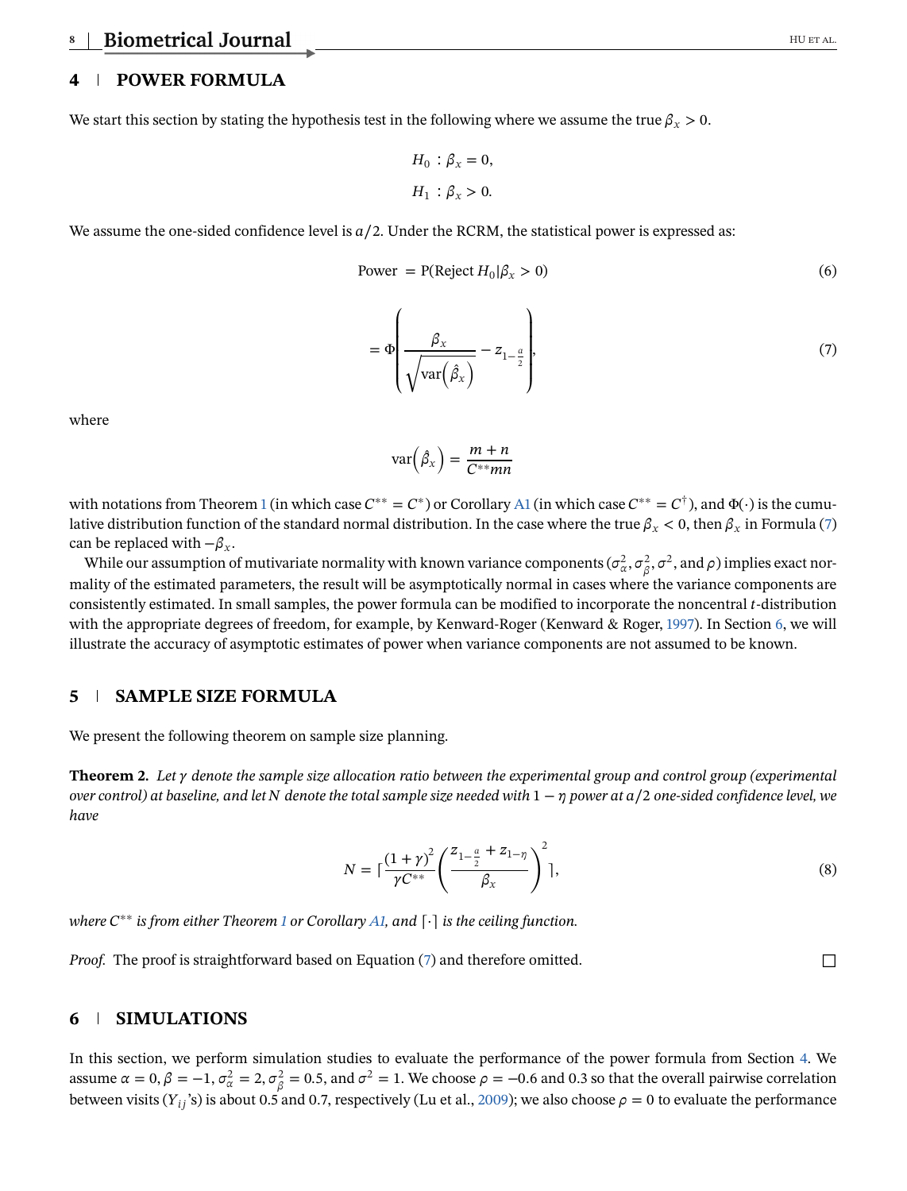## 4 POWER FORMULA

We start this section by stating the hypothesis test in the following where we assume the true $\beta_x > 0$.

$$H_0 : \beta_x = 0,$$

$$H_1 : \beta_x > 0.$$

We assume the one-sided confidence level is $a/2$. Under the RCRM, the statistical power is expressed as:

$$\text{Power} = \text{P}(\text{Reject } H_0 | \beta_x > 0) \tag{6}$$

$$= \Phi\left( \frac{\beta_x}{\sqrt{\text{var}\left(\hat{\beta}_x\right)}} - z_{1-\frac{a}{2}} \right), \tag{7}$$

where

$$\text{var}\left(\hat{\beta}_x\right) = \frac{m+n}{C^{**}mn}$$

with notations from Theorem 1 (in which case $C^{**} = C^*$) or Corollary A1 (in which case $C^{**} = C^\dagger$), and $\Phi(\cdot)$ is the cumulative distribution function of the standard normal distribution. In the case where the true $\beta_x < 0$, then $\beta_x$ in Formula (7) can be replaced with $-\beta_x$.

While our assumption of mutivariate normality with known variance components ($\sigma_\alpha^2, \sigma_\beta^2, \sigma^2$, and $\rho$) implies exact normality of the estimated parameters, the result will be asymptotically normal in cases where the variance components are consistently estimated. In small samples, the power formula can be modified to incorporate the noncentral $t$-distribution with the appropriate degrees of freedom, for example, by Kenward-Roger (Kenward & Roger, 1997). In Section 6, we will illustrate the accuracy of asymptotic estimates of power when variance components are not assumed to be known.

## 5 SAMPLE SIZE FORMULA

We present the following theorem on sample size planning.

**Theorem 2.** *Let $\gamma$ denote the sample size allocation ratio between the experimental group and control group (experimental over control) at baseline, and let $N$ denote the total sample size needed with $1-\eta$ power at $a/2$ one-sided confidence level, we have*

$$N = \left\lceil \frac{(1+\gamma)^2}{\gamma C^{**}} \left( \frac{z_{1-\frac{a}{2}} + z_{1-\eta}}{\beta_x} \right)^2 \right\rceil, \tag{8}$$

*where $C^{**}$ is from either Theorem 1 or Corollary A1, and $\lceil \cdot \rceil$ is the ceiling function.*

*Proof.* The proof is straightforward based on Equation (7) and therefore omitted. □

## 6 SIMULATIONS

In this section, we perform simulation studies to evaluate the performance of the power formula from Section 4. We assume $\alpha = 0, \beta = -1, \sigma_\alpha^2 = 2, \sigma_\beta^2 = 0.5$, and $\sigma^2 = 1$. We choose $\rho = -0.6$ and 0.3 so that the overall pairwise correlation between visits ($Y_{ij}$'s) is about 0.5 and 0.7, respectively (Lu et al., 2009); we also choose $\rho = 0$ to evaluate the performance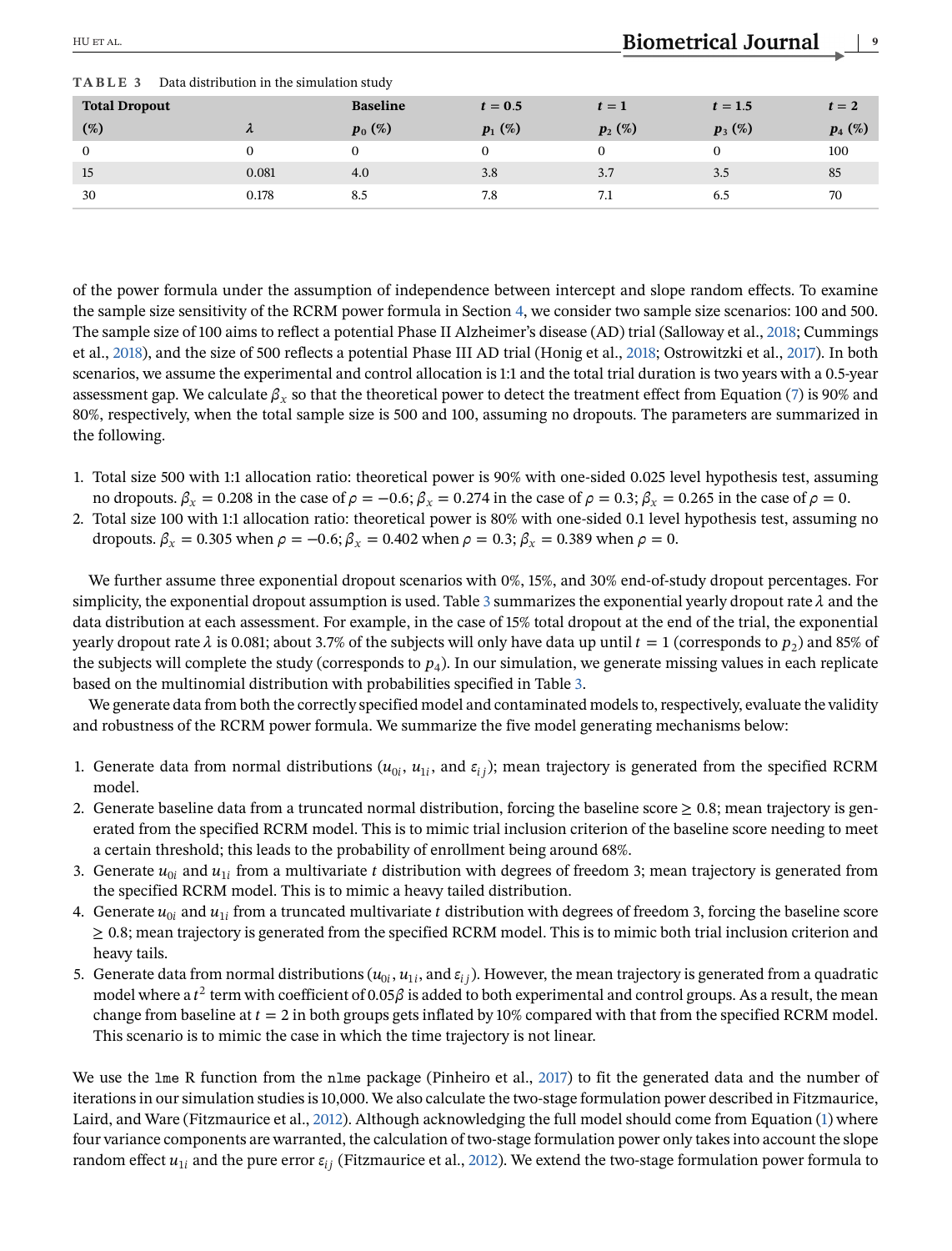**TABLE 3** Data distribution in the simulation study

| Total Dropout | | Baseline | $t = 0.5$ | $t = 1$ | $t = 1.5$ | $t = 2$ |
|---|---|---|---|---|---|---|
| (%) | $\lambda$ | $p_0$ (%) | $p_1$ (%) | $p_2$ (%) | $p_3$ (%) | $p_4$ (%) |
| 0 | 0 | 0 | 0 | 0 | 0 | 100 |
| 15 | 0.081 | 4.0 | 3.8 | 3.7 | 3.5 | 85 |
| 30 | 0.178 | 8.5 | 7.8 | 7.1 | 6.5 | 70 |

of the power formula under the assumption of independence between intercept and slope random effects. To examine the sample size sensitivity of the RCRM power formula in Section 4, we consider two sample size scenarios: 100 and 500. The sample size of 100 aims to reflect a potential Phase II Alzheimer's disease (AD) trial (Salloway et al., 2018; Cummings et al., 2018), and the size of 500 reflects a potential Phase III AD trial (Honig et al., 2018; Ostrowitzki et al., 2017). In both scenarios, we assume the experimental and control allocation is 1:1 and the total trial duration is two years with a 0.5-year assessment gap. We calculate $\beta_x$ so that the theoretical power to detect the treatment effect from Equation (7) is 90% and 80%, respectively, when the total sample size is 500 and 100, assuming no dropouts. The parameters are summarized in the following.

1. Total size 500 with 1:1 allocation ratio: theoretical power is 90% with one-sided 0.025 level hypothesis test, assuming no dropouts. $\beta_x = 0.208$ in the case of $\rho = -0.6$; $\beta_x = 0.274$ in the case of $\rho = 0.3$; $\beta_x = 0.265$ in the case of $\rho = 0$.
2. Total size 100 with 1:1 allocation ratio: theoretical power is 80% with one-sided 0.1 level hypothesis test, assuming no dropouts. $\beta_x = 0.305$ when $\rho = -0.6$; $\beta_x = 0.402$ when $\rho = 0.3$; $\beta_x = 0.389$ when $\rho = 0$.

We further assume three exponential dropout scenarios with 0%, 15%, and 30% end-of-study dropout percentages. For simplicity, the exponential dropout assumption is used. Table 3 summarizes the exponential yearly dropout rate $\lambda$ and the data distribution at each assessment. For example, in the case of 15% total dropout at the end of the trial, the exponential yearly dropout rate $\lambda$ is 0.081; about 3.7% of the subjects will only have data up until $t = 1$ (corresponds to $p_2$) and 85% of the subjects will complete the study (corresponds to $p_4$). In our simulation, we generate missing values in each replicate based on the multinomial distribution with probabilities specified in Table 3.

We generate data from both the correctly specified model and contaminated models to, respectively, evaluate the validity and robustness of the RCRM power formula. We summarize the five model generating mechanisms below:

1. Generate data from normal distributions ($u_{0i}$, $u_{1i}$, and $\varepsilon_{ij}$); mean trajectory is generated from the specified RCRM model.
2. Generate baseline data from a truncated normal distribution, forcing the baseline score $\geq 0.8$; mean trajectory is generated from the specified RCRM model. This is to mimic trial inclusion criterion of the baseline score needing to meet a certain threshold; this leads to the probability of enrollment being around 68%.
3. Generate $u_{0i}$ and $u_{1i}$ from a multivariate $t$ distribution with degrees of freedom 3; mean trajectory is generated from the specified RCRM model. This is to mimic a heavy tailed distribution.
4. Generate $u_{0i}$ and $u_{1i}$ from a truncated multivariate $t$ distribution with degrees of freedom 3, forcing the baseline score $\geq 0.8$; mean trajectory is generated from the specified RCRM model. This is to mimic both trial inclusion criterion and heavy tails.
5. Generate data from normal distributions ($u_{0i}$, $u_{1i}$, and $\varepsilon_{ij}$). However, the mean trajectory is generated from a quadratic model where a $t^2$ term with coefficient of $0.05\beta$ is added to both experimental and control groups. As a result, the mean change from baseline at $t = 2$ in both groups gets inflated by 10% compared with that from the specified RCRM model. This scenario is to mimic the case in which the time trajectory is not linear.

We use the `lme` R function from the `nlme` package (Pinheiro et al., 2017) to fit the generated data and the number of iterations in our simulation studies is 10,000. We also calculate the two-stage formulation power described in Fitzmaurice, Laird, and Ware (Fitzmaurice et al., 2012). Although acknowledging the full model should come from Equation (1) where four variance components are warranted, the calculation of two-stage formulation power only takes into account the slope random effect $u_{1i}$ and the pure error $\varepsilon_{ij}$ (Fitzmaurice et al., 2012). We extend the two-stage formulation power formula to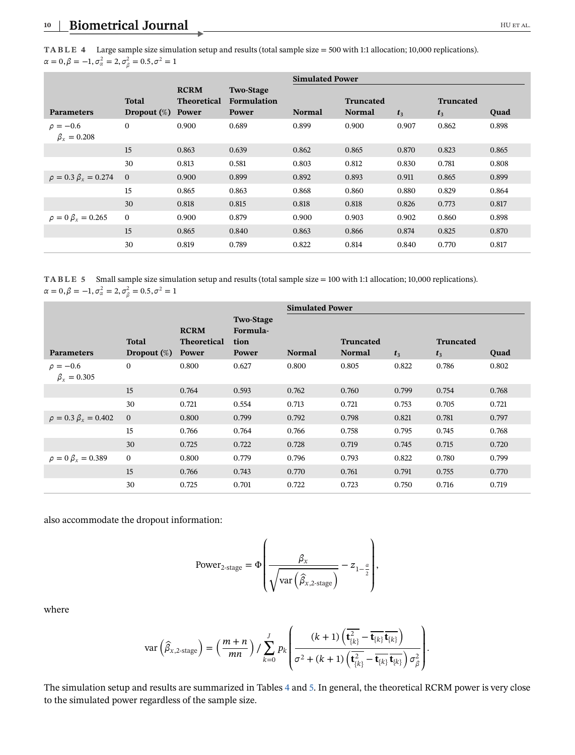**TABLE 4** Large sample size simulation setup and results (total sample size = 500 with 1:1 allocation; 10,000 replications). $\alpha = 0, \beta = -1, \sigma_\alpha^2 = 2, \sigma_\beta^2 = 0.5, \sigma^2 = 1$

| | | | | Simulated Power | | | | |
|---|---|---|---|---|---|---|---|---|
| Parameters | Total Dropout (%) | RCRM Theoretical Power | Two-Stage Formulation Power | Normal | Truncated Normal | $t_3$ | Truncated $t_3$ | Quad |
| $\rho = -0.6$ $\beta_x = 0.208$ | 0 | 0.900 | 0.689 | 0.899 | 0.900 | 0.907 | 0.862 | 0.898 |
| | 15 | 0.863 | 0.639 | 0.862 | 0.865 | 0.870 | 0.823 | 0.865 |
| | 30 | 0.813 | 0.581 | 0.803 | 0.812 | 0.830 | 0.781 | 0.808 |
| $\rho = 0.3$ $\beta_x = 0.274$ | 0 | 0.900 | 0.899 | 0.892 | 0.893 | 0.911 | 0.865 | 0.899 |
| | 15 | 0.865 | 0.863 | 0.868 | 0.860 | 0.880 | 0.829 | 0.864 |
| | 30 | 0.818 | 0.815 | 0.818 | 0.818 | 0.826 | 0.773 | 0.817 |
| $\rho = 0$ $\beta_x = 0.265$ | 0 | 0.900 | 0.879 | 0.900 | 0.903 | 0.902 | 0.860 | 0.898 |
| | 15 | 0.865 | 0.840 | 0.863 | 0.866 | 0.874 | 0.825 | 0.870 |
| | 30 | 0.819 | 0.789 | 0.822 | 0.814 | 0.840 | 0.770 | 0.817 |

**TABLE 5** Small sample size simulation setup and results (total sample size = 100 with 1:1 allocation; 10,000 replications). $\alpha = 0, \beta = -1, \sigma_\alpha^2 = 2, \sigma_\beta^2 = 0.5, \sigma^2 = 1$

| | | | | Simulated Power | | | | |
|---|---|---|---|---|---|---|---|---|
| Parameters | Total Dropout (%) | RCRM Theoretical Power | Two-Stage Formulation Power | Normal | Truncated Normal | $t_3$ | Truncated $t_3$ | Quad |
| $\rho = -0.6$ $\beta_x = 0.305$ | 0 | 0.800 | 0.627 | 0.800 | 0.805 | 0.822 | 0.786 | 0.802 |
| | 15 | 0.764 | 0.593 | 0.762 | 0.760 | 0.799 | 0.754 | 0.768 |
| | 30 | 0.721 | 0.554 | 0.713 | 0.721 | 0.753 | 0.705 | 0.721 |
| $\rho = 0.3$ $\beta_x = 0.402$ | 0 | 0.800 | 0.799 | 0.792 | 0.798 | 0.821 | 0.781 | 0.797 |
| | 15 | 0.766 | 0.764 | 0.766 | 0.758 | 0.795 | 0.745 | 0.768 |
| | 30 | 0.725 | 0.722 | 0.728 | 0.719 | 0.745 | 0.715 | 0.720 |
| $\rho = 0$ $\beta_x = 0.389$ | 0 | 0.800 | 0.779 | 0.796 | 0.793 | 0.822 | 0.780 | 0.799 |
| | 15 | 0.766 | 0.743 | 0.770 | 0.761 | 0.791 | 0.755 | 0.770 |
| | 30 | 0.725 | 0.701 | 0.722 | 0.723 | 0.750 | 0.716 | 0.719 |

also accommodate the dropout information:

$$\text{Power}_{\text{2-stage}} = \Phi\left(\frac{\beta_x}{\sqrt{\text{var}\left(\hat{\beta}_{x,\text{2-stage}}\right)}} - z_{1-\frac{\alpha}{2}}\right),$$

where

$$\text{var}\left(\hat{\beta}_{x,\text{2-stage}}\right) = \left(\frac{m+n}{mn}\right) \Big/ \sum_{k=0}^{J} p_k \left(\frac{(k+1)\left(\overline{\mathbf{t}_{\{k\}}^2} - \overline{\mathbf{t}_{\{k\}}}\,\overline{\mathbf{t}_{\{k\}}}\right)}{\sigma^2 + (k+1)\left(\overline{\mathbf{t}_{\{k\}}^2} - \overline{\mathbf{t}_{\{k\}}}\,\overline{\mathbf{t}_{\{k\}}}\right)\sigma_\beta^2}\right).$$

The simulation setup and results are summarized in Tables 4 and 5. In general, the theoretical RCRM power is very close to the simulated power regardless of the sample size.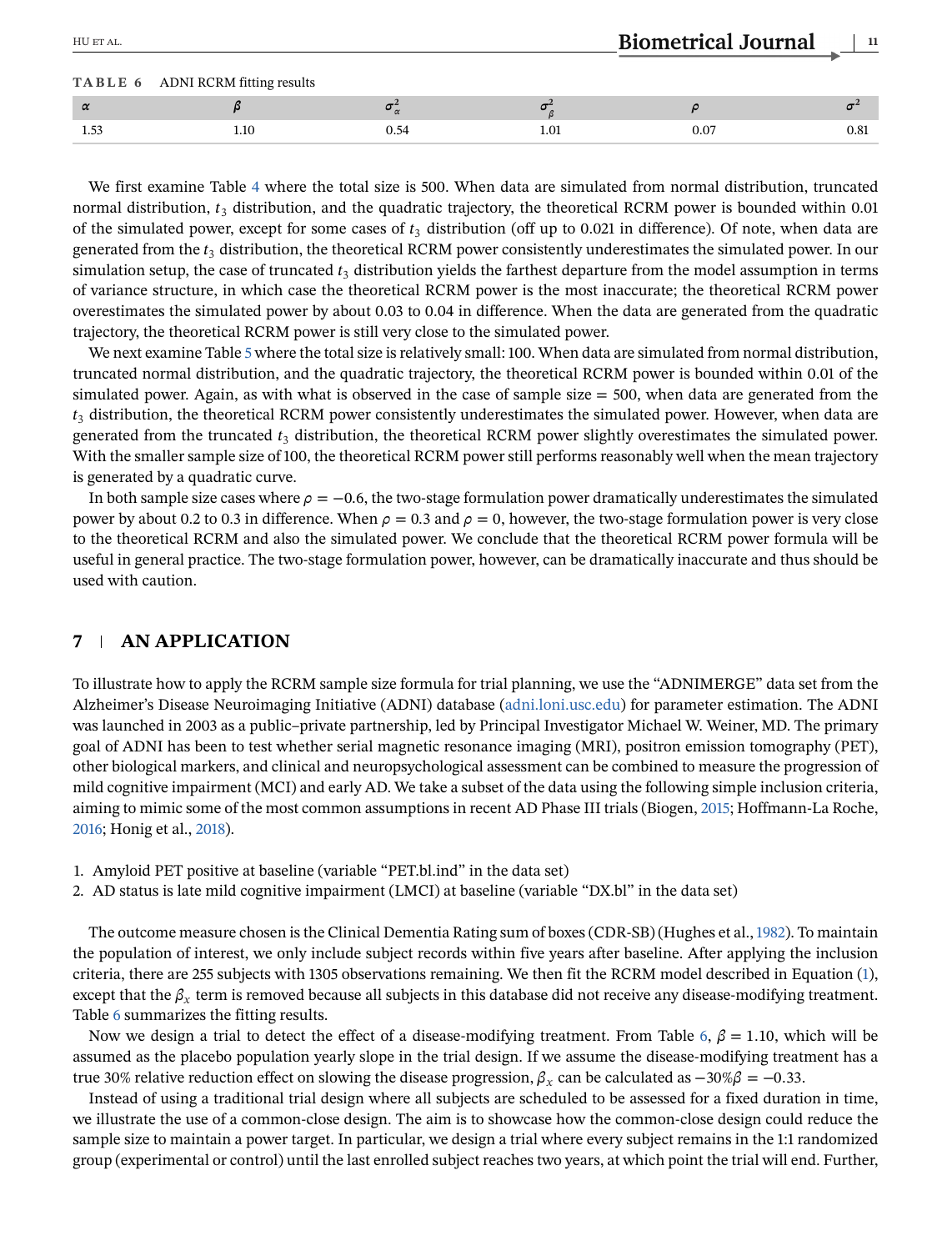**TABLE 6** ADNI RCRM fitting results

| $\alpha$ | $\beta$ | $\sigma^2_\alpha$ | $\sigma^2_\beta$ | $\rho$ | $\sigma^2$ |
|---|---|---|---|---|---|
| 1.53 | 1.10 | 0.54 | 1.01 | 0.07 | 0.81 |

We first examine Table 4 where the total size is 500. When data are simulated from normal distribution, truncated normal distribution, $t_3$ distribution, and the quadratic trajectory, the theoretical RCRM power is bounded within 0.01 of the simulated power, except for some cases of $t_3$ distribution (off up to 0.021 in difference). Of note, when data are generated from the $t_3$ distribution, the theoretical RCRM power consistently underestimates the simulated power. In our simulation setup, the case of truncated $t_3$ distribution yields the farthest departure from the model assumption in terms of variance structure, in which case the theoretical RCRM power is the most inaccurate; the theoretical RCRM power overestimates the simulated power by about 0.03 to 0.04 in difference. When the data are generated from the quadratic trajectory, the theoretical RCRM power is still very close to the simulated power.

We next examine Table 5 where the total size is relatively small: 100. When data are simulated from normal distribution, truncated normal distribution, and the quadratic trajectory, the theoretical RCRM power is bounded within 0.01 of the simulated power. Again, as with what is observed in the case of sample size = 500, when data are generated from the $t_3$ distribution, the theoretical RCRM power consistently underestimates the simulated power. However, when data are generated from the truncated $t_3$ distribution, the theoretical RCRM power slightly overestimates the simulated power. With the smaller sample size of 100, the theoretical RCRM power still performs reasonably well when the mean trajectory is generated by a quadratic curve.

In both sample size cases where $\rho = -0.6$, the two-stage formulation power dramatically underestimates the simulated power by about 0.2 to 0.3 in difference. When $\rho = 0.3$ and $\rho = 0$, however, the two-stage formulation power is very close to the theoretical RCRM and also the simulated power. We conclude that the theoretical RCRM power formula will be useful in general practice. The two-stage formulation power, however, can be dramatically inaccurate and thus should be used with caution.

## 7 AN APPLICATION

To illustrate how to apply the RCRM sample size formula for trial planning, we use the "ADNIMERGE" data set from the Alzheimer's Disease Neuroimaging Initiative (ADNI) database (adni.loni.usc.edu) for parameter estimation. The ADNI was launched in 2003 as a public–private partnership, led by Principal Investigator Michael W. Weiner, MD. The primary goal of ADNI has been to test whether serial magnetic resonance imaging (MRI), positron emission tomography (PET), other biological markers, and clinical and neuropsychological assessment can be combined to measure the progression of mild cognitive impairment (MCI) and early AD. We take a subset of the data using the following simple inclusion criteria, aiming to mimic some of the most common assumptions in recent AD Phase III trials (Biogen, 2015; Hoffmann-La Roche, 2016; Honig et al., 2018).

1. Amyloid PET positive at baseline (variable "PET.bl.ind" in the data set)
2. AD status is late mild cognitive impairment (LMCI) at baseline (variable "DX.bl" in the data set)

The outcome measure chosen is the Clinical Dementia Rating sum of boxes (CDR-SB) (Hughes et al., 1982). To maintain the population of interest, we only include subject records within five years after baseline. After applying the inclusion criteria, there are 255 subjects with 1305 observations remaining. We then fit the RCRM model described in Equation (1), except that the $\beta_x$ term is removed because all subjects in this database did not receive any disease-modifying treatment. Table 6 summarizes the fitting results.

Now we design a trial to detect the effect of a disease-modifying treatment. From Table 6, $\beta = 1.10$, which will be assumed as the placebo population yearly slope in the trial design. If we assume the disease-modifying treatment has a true 30% relative reduction effect on slowing the disease progression, $\beta_x$ can be calculated as $-30\%\beta = -0.33$.

Instead of using a traditional trial design where all subjects are scheduled to be assessed for a fixed duration in time, we illustrate the use of a common-close design. The aim is to showcase how the common-close design could reduce the sample size to maintain a power target. In particular, we design a trial where every subject remains in the 1:1 randomized group (experimental or control) until the last enrolled subject reaches two years, at which point the trial will end. Further,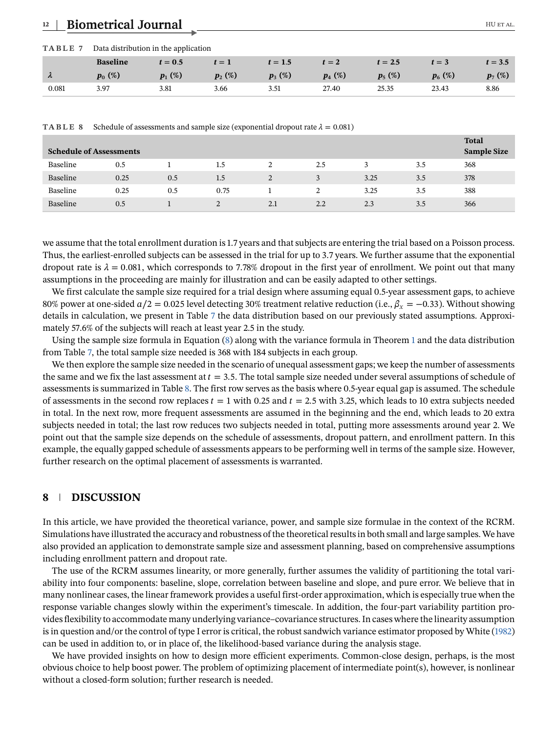**TABLE 7** Data distribution in the application

| | Baseline | $t = 0.5$ | $t = 1$ | $t = 1.5$ | $t = 2$ | $t = 2.5$ | $t = 3$ | $t = 3.5$ |
|---|---|---|---|---|---|---|---|---|
| $\lambda$ | $p_0$ (%) | $p_1$ (%) | $p_2$ (%) | $p_3$ (%) | $p_4$ (%) | $p_5$ (%) | $p_6$ (%) | $p_7$ (%) |
| 0.081 | 3.97 | 3.81 | 3.66 | 3.51 | 27.40 | 25.35 | 23.43 | 8.86 |

**TABLE 8** Schedule of assessments and sample size (exponential dropout rate $\lambda = 0.081$)

| Schedule of Assessments | | | | | | | | Total Sample Size |
|---|---|---|---|---|---|---|---|---|
| Baseline | 0.5 | 1 | 1.5 | 2 | 2.5 | 3 | 3.5 | 368 |
| Baseline | 0.25 | 0.5 | 1.5 | 2 | 3 | 3.25 | 3.5 | 378 |
| Baseline | 0.25 | 0.5 | 0.75 | 1 | 2 | 3.25 | 3.5 | 388 |
| Baseline | 0.5 | 1 | 2 | 2.1 | 2.2 | 2.3 | 3.5 | 366 |

we assume that the total enrollment duration is 1.7 years and that subjects are entering the trial based on a Poisson process. Thus, the earliest-enrolled subjects can be assessed in the trial for up to 3.7 years. We further assume that the exponential dropout rate is $\lambda = 0.081$, which corresponds to 7.78% dropout in the first year of enrollment. We point out that many assumptions in the proceeding are mainly for illustration and can be easily adapted to other settings.

We first calculate the sample size required for a trial design where assuming equal 0.5-year assessment gaps, to achieve 80% power at one-sided $\alpha/2 = 0.025$ level detecting 30% treatment relative reduction (i.e., $\beta_x = -0.33$). Without showing details in calculation, we present in Table 7 the data distribution based on our previously stated assumptions. Approximately 57.6% of the subjects will reach at least year 2.5 in the study.

Using the sample size formula in Equation (8) along with the variance formula in Theorem 1 and the data distribution from Table 7, the total sample size needed is 368 with 184 subjects in each group.

We then explore the sample size needed in the scenario of unequal assessment gaps; we keep the number of assessments the same and we fix the last assessment at $t = 3.5$. The total sample size needed under several assumptions of schedule of assessments is summarized in Table 8. The first row serves as the basis where 0.5-year equal gap is assumed. The schedule of assessments in the second row replaces $t = 1$ with 0.25 and $t = 2.5$ with 3.25, which leads to 10 extra subjects needed in total. In the next row, more frequent assessments are assumed in the beginning and the end, which leads to 20 extra subjects needed in total; the last row reduces two subjects needed in total, putting more assessments around year 2. We point out that the sample size depends on the schedule of assessments, dropout pattern, and enrollment pattern. In this example, the equally gapped schedule of assessments appears to be performing well in terms of the sample size. However, further research on the optimal placement of assessments is warranted.

## 8 DISCUSSION

In this article, we have provided the theoretical variance, power, and sample size formulae in the context of the RCRM. Simulations have illustrated the accuracy and robustness of the theoretical results in both small and large samples. We have also provided an application to demonstrate sample size and assessment planning, based on comprehensive assumptions including enrollment pattern and dropout rate.

The use of the RCRM assumes linearity, or more generally, further assumes the validity of partitioning the total variability into four components: baseline, slope, correlation between baseline and slope, and pure error. We believe that in many nonlinear cases, the linear framework provides a useful first-order approximation, which is especially true when the response variable changes slowly within the experiment's timescale. In addition, the four-part variability partition provides flexibility to accommodate many underlying variance–covariance structures. In cases where the linearity assumption is in question and/or the control of type I error is critical, the robust sandwich variance estimator proposed by White (1982) can be used in addition to, or in place of, the likelihood-based variance during the analysis stage.

We have provided insights on how to design more efficient experiments. Common-close design, perhaps, is the most obvious choice to help boost power. The problem of optimizing placement of intermediate point(s), however, is nonlinear without a closed-form solution; further research is needed.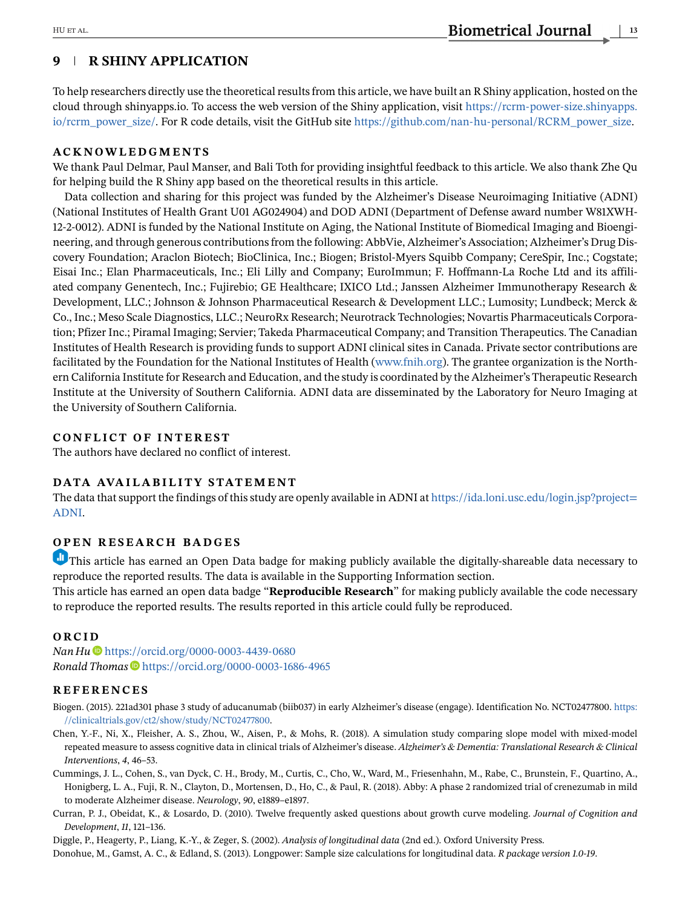## 9 | R SHINY APPLICATION

To help researchers directly use the theoretical results from this article, we have built an R Shiny application, hosted on the cloud through shinyapps.io. To access the web version of the Shiny application, visit https://rcrm-power-size.shinyapps.io/rcrm_power_size/. For R code details, visit the GitHub site https://github.com/nan-hu-personal/RCRM_power_size.

### ACKNOWLEDGMENTS

We thank Paul Delmar, Paul Manser, and Bali Toth for providing insightful feedback to this article. We also thank Zhe Qu for helping build the R Shiny app based on the theoretical results in this article.

Data collection and sharing for this project was funded by the Alzheimer's Disease Neuroimaging Initiative (ADNI) (National Institutes of Health Grant U01 AG024904) and DOD ADNI (Department of Defense award number W81XWH-12-2-0012). ADNI is funded by the National Institute on Aging, the National Institute of Biomedical Imaging and Bioengineering, and through generous contributions from the following: AbbVie, Alzheimer's Association; Alzheimer's Drug Discovery Foundation; Araclon Biotech; BioClinica, Inc.; Biogen; Bristol-Myers Squibb Company; CereSpir, Inc.; Cogstate; Eisai Inc.; Elan Pharmaceuticals, Inc.; Eli Lilly and Company; EuroImmun; F. Hoffmann-La Roche Ltd and its affiliated company Genentech, Inc.; Fujirebio; GE Healthcare; IXICO Ltd.; Janssen Alzheimer Immunotherapy Research & Development, LLC.; Johnson & Johnson Pharmaceutical Research & Development LLC.; Lumosity; Lundbeck; Merck & Co., Inc.; Meso Scale Diagnostics, LLC.; NeuroRx Research; Neurotrack Technologies; Novartis Pharmaceuticals Corporation; Pfizer Inc.; Piramal Imaging; Servier; Takeda Pharmaceutical Company; and Transition Therapeutics. The Canadian Institutes of Health Research is providing funds to support ADNI clinical sites in Canada. Private sector contributions are facilitated by the Foundation for the National Institutes of Health (www.fnih.org). The grantee organization is the Northern California Institute for Research and Education, and the study is coordinated by the Alzheimer's Therapeutic Research Institute at the University of Southern California. ADNI data are disseminated by the Laboratory for Neuro Imaging at the University of Southern California.

### CONFLICT OF INTEREST

The authors have declared no conflict of interest.

### DATA AVAILABILITY STATEMENT

The data that support the findings of this study are openly available in ADNI at https://ida.loni.usc.edu/login.jsp?project=ADNI.

### OPEN RESEARCH BADGES

This article has earned an Open Data badge for making publicly available the digitally-shareable data necessary to reproduce the reported results. The data is available in the Supporting Information section.

This article has earned an open data badge "**Reproducible Research**" for making publicly available the code necessary to reproduce the reported results. The results reported in this article could fully be reproduced.

### ORCID

*Nan Hu* https://orcid.org/0000-0003-4439-0680

*Ronald Thomas* https://orcid.org/0000-0003-1686-4965

### REFERENCES

Biogen. (2015). 221ad301 phase 3 study of aducanumab (biib037) in early Alzheimer's disease (engage). Identification No. NCT02477800. https://clinicaltrials.gov/ct2/show/study/NCT02477800.

Chen, Y.-F., Ni, X., Fleisher, A. S., Zhou, W., Aisen, P., & Mohs, R. (2018). A simulation study comparing slope model with mixed-model repeated measure to assess cognitive data in clinical trials of Alzheimer's disease. *Alzheimer's & Dementia: Translational Research & Clinical Interventions*, *4*, 46–53.

Cummings, J. L., Cohen, S., van Dyck, C. H., Brody, M., Curtis, C., Cho, W., Ward, M., Friesenhahn, M., Rabe, C., Brunstein, F., Quartino, A., Honigberg, L. A., Fuji, R. N., Clayton, D., Mortensen, D., Ho, C., & Paul, R. (2018). Abby: A phase 2 randomized trial of crenezumab in mild to moderate Alzheimer disease. *Neurology*, *90*, e1889–e1897.

Curran, P. J., Obeidat, K., & Losardo, D. (2010). Twelve frequently asked questions about growth curve modeling. *Journal of Cognition and Development*, *11*, 121–136.

Diggle, P., Heagerty, P., Liang, K.-Y., & Zeger, S. (2002). *Analysis of longitudinal data* (2nd ed.). Oxford University Press.

Donohue, M., Gamst, A. C., & Edland, S. (2013). Longpower: Sample size calculations for longitudinal data. *R package version 1.0-19*.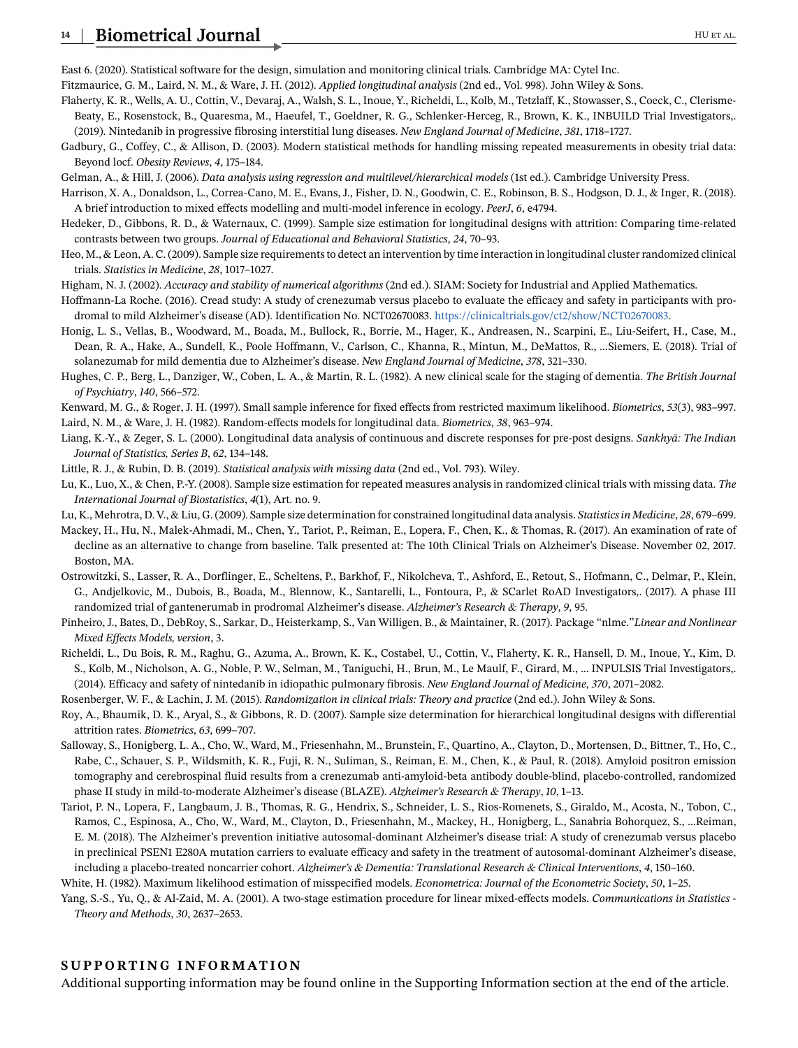East 6. (2020). Statistical software for the design, simulation and monitoring clinical trials. Cambridge MA: Cytel Inc.

Fitzmaurice, G. M., Laird, N. M., & Ware, J. H. (2012). *Applied longitudinal analysis* (2nd ed., Vol. 998). John Wiley & Sons.

Flaherty, K. R., Wells, A. U., Cottin, V., Devaraj, A., Walsh, S. L., Inoue, Y., Richeldi, L., Kolb, M., Tetzlaff, K., Stowasser, S., Coeck, C., Clerisme-Beaty, E., Rosenstock, B., Quaresma, M., Haeufel, T., Goeldner, R. G., Schlenker-Herceg, R., Brown, K. K., INBUILD Trial Investigators,. (2019). Nintedanib in progressive fibrosing interstitial lung diseases. *New England Journal of Medicine*, *381*, 1718–1727.

Gadbury, G., Coffey, C., & Allison, D. (2003). Modern statistical methods for handling missing repeated measurements in obesity trial data: Beyond locf. *Obesity Reviews*, *4*, 175–184.

Gelman, A., & Hill, J. (2006). *Data analysis using regression and multilevel/hierarchical models* (1st ed.). Cambridge University Press.

Harrison, X. A., Donaldson, L., Correa-Cano, M. E., Evans, J., Fisher, D. N., Goodwin, C. E., Robinson, B. S., Hodgson, D. J., & Inger, R. (2018). A brief introduction to mixed effects modelling and multi-model inference in ecology. *PeerJ*, *6*, e4794.

Hedeker, D., Gibbons, R. D., & Waternaux, C. (1999). Sample size estimation for longitudinal designs with attrition: Comparing time-related contrasts between two groups. *Journal of Educational and Behavioral Statistics*, *24*, 70–93.

Heo, M., & Leon, A. C. (2009). Sample size requirements to detect an intervention by time interaction in longitudinal cluster randomized clinical trials. *Statistics in Medicine*, *28*, 1017–1027.

Higham, N. J. (2002). *Accuracy and stability of numerical algorithms* (2nd ed.). SIAM: Society for Industrial and Applied Mathematics.

Hoffmann-La Roche. (2016). Cread study: A study of crenezumab versus placebo to evaluate the efficacy and safety in participants with prodromal to mild Alzheimer's disease (AD). Identification No. NCT02670083. https://clinicaltrials.gov/ct2/show/NCT02670083.

Honig, L. S., Vellas, B., Woodward, M., Boada, M., Bullock, R., Borrie, M., Hager, K., Andreasen, N., Scarpini, E., Liu-Seifert, H., Case, M., Dean, R. A., Hake, A., Sundell, K., Poole Hoffmann, V., Carlson, C., Khanna, R., Mintun, M., DeMattos, R., ...Siemers, E. (2018). Trial of solanezumab for mild dementia due to Alzheimer's disease. *New England Journal of Medicine*, *378*, 321–330.

Hughes, C. P., Berg, L., Danziger, W., Coben, L. A., & Martin, R. L. (1982). A new clinical scale for the staging of dementia. *The British Journal of Psychiatry*, *140*, 566–572.

Kenward, M. G., & Roger, J. H. (1997). Small sample inference for fixed effects from restricted maximum likelihood. *Biometrics*, *53*(3), 983–997.

Laird, N. M., & Ware, J. H. (1982). Random-effects models for longitudinal data. *Biometrics*, *38*, 963–974.

Liang, K.-Y., & Zeger, S. L. (2000). Longitudinal data analysis of continuous and discrete responses for pre-post designs. *Sankhyā: The Indian Journal of Statistics, Series B*, *62*, 134–148.

Little, R. J., & Rubin, D. B. (2019). *Statistical analysis with missing data* (2nd ed., Vol. 793). Wiley.

Lu, K., Luo, X., & Chen, P.-Y. (2008). Sample size estimation for repeated measures analysis in randomized clinical trials with missing data. *The International Journal of Biostatistics*, *4*(1), Art. no. 9.

Lu, K., Mehrotra, D. V., & Liu, G. (2009). Sample size determination for constrained longitudinal data analysis. *Statistics in Medicine*, *28*, 679–699.

Mackey, H., Hu, N., Malek-Ahmadi, M., Chen, Y., Tariot, P., Reiman, E., Lopera, F., Chen, K., & Thomas, R. (2017). An examination of rate of decline as an alternative to change from baseline. Talk presented at: The 10th Clinical Trials on Alzheimer's Disease. November 02, 2017. Boston, MA.

Ostrowitzki, S., Lasser, R. A., Dorflinger, E., Scheltens, P., Barkhof, F., Nikolcheva, T., Ashford, E., Retout, S., Hofmann, C., Delmar, P., Klein, G., Andjelkovic, M., Dubois, B., Boada, M., Blennow, K., Santarelli, L., Fontoura, P., & SCarlet RoAD Investigators,. (2017). A phase III randomized trial of gantenerumab in prodromal Alzheimer's disease. *Alzheimer's Research & Therapy*, *9*, 95.

Pinheiro, J., Bates, D., DebRoy, S., Sarkar, D., Heisterkamp, S., Van Willigen, B., & Maintainer, R. (2017). Package "nlme."*Linear and Nonlinear Mixed Effects Models, version*, 3.

Richeldi, L., Du Bois, R. M., Raghu, G., Azuma, A., Brown, K. K., Costabel, U., Cottin, V., Flaherty, K. R., Hansell, D. M., Inoue, Y., Kim, D. S., Kolb, M., Nicholson, A. G., Noble, P. W., Selman, M., Taniguchi, H., Brun, M., Le Maulf, F., Girard, M., ... INPULSIS Trial Investigators,. (2014). Efficacy and safety of nintedanib in idiopathic pulmonary fibrosis. *New England Journal of Medicine*, *370*, 2071–2082.

Rosenberger, W. F., & Lachin, J. M. (2015). *Randomization in clinical trials: Theory and practice* (2nd ed.). John Wiley & Sons.

Roy, A., Bhaumik, D. K., Aryal, S., & Gibbons, R. D. (2007). Sample size determination for hierarchical longitudinal designs with differential attrition rates. *Biometrics*, *63*, 699–707.

Salloway, S., Honigberg, L. A., Cho, W., Ward, M., Friesenhahn, M., Brunstein, F., Quartino, A., Clayton, D., Mortensen, D., Bittner, T., Ho, C., Rabe, C., Schauer, S. P., Wildsmith, K. R., Fuji, R. N., Suliman, S., Reiman, E. M., Chen, K., & Paul, R. (2018). Amyloid positron emission tomography and cerebrospinal fluid results from a crenezumab anti-amyloid-beta antibody double-blind, placebo-controlled, randomized phase II study in mild-to-moderate Alzheimer's disease (BLAZE). *Alzheimer's Research & Therapy*, *10*, 1–13.

Tariot, P. N., Lopera, F., Langbaum, J. B., Thomas, R. G., Hendrix, S., Schneider, L. S., Rios-Romenets, S., Giraldo, M., Acosta, N., Tobon, C., Ramos, C., Espinosa, A., Cho, W., Ward, M., Clayton, D., Friesenhahn, M., Mackey, H., Honigberg, L., Sanabria Bohorquez, S., ...Reiman, E. M. (2018). The Alzheimer's prevention initiative autosomal-dominant Alzheimer's disease trial: A study of crenezumab versus placebo in preclinical PSEN1 E280A mutation carriers to evaluate efficacy and safety in the treatment of autosomal-dominant Alzheimer's disease, including a placebo-treated noncarrier cohort. *Alzheimer's & Dementia: Translational Research & Clinical Interventions*, *4*, 150–160.

White, H. (1982). Maximum likelihood estimation of misspecified models. *Econometrica: Journal of the Econometric Society*, *50*, 1–25.

Yang, S.-S., Yu, Q., & Al-Zaid, M. A. (2001). A two-stage estimation procedure for linear mixed-effects models. *Communications in Statistics - Theory and Methods*, *30*, 2637–2653.

## SUPPORTING INFORMATION

Additional supporting information may be found online in the Supporting Information section at the end of the article.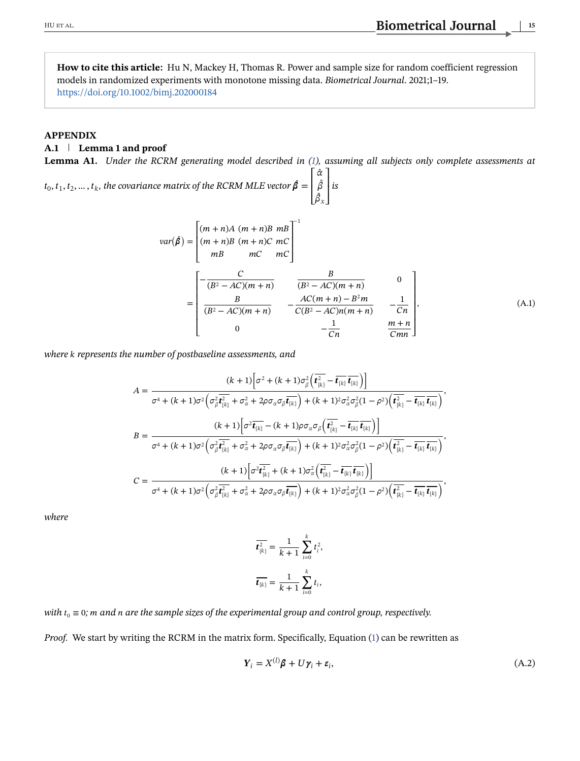**How to cite this article:** Hu N, Mackey H, Thomas R. Power and sample size for random coefficient regression models in randomized experiments with monotone missing data. *Biometrical Journal*. 2021;1–19. https://doi.org/10.1002/bimj.202000184

## APPENDIX

### A.1 | Lemma 1 and proof

**Lemma A1.** *Under the RCRM generating model described in (1), assuming all subjects only complete assessments at $t_0, t_1, t_2, \ldots, t_k$, the covariance matrix of the RCRM MLE vector $\hat{\boldsymbol{\beta}} = \begin{bmatrix} \hat{\alpha} \\ \hat{\beta} \\ \hat{\beta}_x \end{bmatrix}$ is*

$$
var(\hat{\boldsymbol{\beta}}) = \begin{bmatrix} (m+n)A & (m+n)B & mB \\ (m+n)B & (m+n)C & mC \\ mB & mC & mC \end{bmatrix}^{-1}
$$

$$
= \begin{bmatrix} -\dfrac{C}{(B^2 - AC)(m+n)} & \dfrac{B}{(B^2 - AC)(m+n)} & 0 \\ \dfrac{B}{(B^2 - AC)(m+n)} & -\dfrac{AC(m+n) - B^2 m}{C(B^2 - AC)n(m+n)} & -\dfrac{1}{Cn} \\ 0 & -\dfrac{1}{Cn} & \dfrac{m+n}{Cmn} \end{bmatrix}, \tag{A.1}
$$

*where $k$ represents the number of postbaseline assessments, and*

$$
A = \frac{(k+1)\left[\sigma^2 + (k+1)\sigma_\beta^2\left(\overline{\boldsymbol{t}^2_{\{k\}}} - \overline{\boldsymbol{t}_{\{k\}}}\,\overline{\boldsymbol{t}_{\{k\}}}\right)\right]}{\sigma^4 + (k+1)\sigma^2\left(\sigma_\beta^2 \overline{\boldsymbol{t}^2_{\{k\}}} + \sigma_\alpha^2 + 2\rho\sigma_\alpha\sigma_\beta \overline{\boldsymbol{t}_{\{k\}}}\right) + (k+1)^2\sigma_\alpha^2\sigma_\beta^2(1-\rho^2)\left(\overline{\boldsymbol{t}^2_{\{k\}}} - \overline{\boldsymbol{t}_{\{k\}}}\,\overline{\boldsymbol{t}_{\{k\}}}\right)},
$$

$$
B = \frac{(k+1)\left[\sigma^2 \overline{\boldsymbol{t}_{\{k\}}} - (k+1)\rho\sigma_\alpha\sigma_\beta\left(\overline{\boldsymbol{t}^2_{\{k\}}} - \overline{\boldsymbol{t}_{\{k\}}}\,\overline{\boldsymbol{t}_{\{k\}}}\right)\right]}{\sigma^4 + (k+1)\sigma^2\left(\sigma_\beta^2 \overline{\boldsymbol{t}^2_{\{k\}}} + \sigma_\alpha^2 + 2\rho\sigma_\alpha\sigma_\beta \overline{\boldsymbol{t}_{\{k\}}}\right) + (k+1)^2\sigma_\alpha^2\sigma_\beta^2(1-\rho^2)\left(\overline{\boldsymbol{t}^2_{\{k\}}} - \overline{\boldsymbol{t}_{\{k\}}}\,\overline{\boldsymbol{t}_{\{k\}}}\right)},
$$

$$
C = \frac{(k+1)\left[\sigma^2 \overline{\boldsymbol{t}^2_{\{k\}}} + (k+1)\sigma_\alpha^2\left(\overline{\boldsymbol{t}^2_{\{k\}}} - \overline{\boldsymbol{t}_{\{k\}}}\,\overline{\boldsymbol{t}_{\{k\}}}\right)\right]}{\sigma^4 + (k+1)\sigma^2\left(\sigma_\beta^2 \overline{\boldsymbol{t}^2_{\{k\}}} + \sigma_\alpha^2 + 2\rho\sigma_\alpha\sigma_\beta \overline{\boldsymbol{t}_{\{k\}}}\right) + (k+1)^2\sigma_\alpha^2\sigma_\beta^2(1-\rho^2)\left(\overline{\boldsymbol{t}^2_{\{k\}}} - \overline{\boldsymbol{t}_{\{k\}}}\,\overline{\boldsymbol{t}_{\{k\}}}\right)},
$$

*where*

$$
\overline{\boldsymbol{t}^2_{\{k\}}} = \frac{1}{k+1}\sum_{i=0}^{k} t_i^2,
$$

$$
\overline{\boldsymbol{t}_{\{k\}}} = \frac{1}{k+1}\sum_{i=0}^{k} t_i,
$$

*with $t_0 \equiv 0$; $m$ and $n$ are the sample sizes of the experimental group and control group, respectively.*

*Proof.* We start by writing the RCRM in the matrix form. Specifically, Equation (1) can be rewritten as

$$
\boldsymbol{Y}_i = X^{(l)}\boldsymbol{\beta} + U\boldsymbol{\gamma}_i + \boldsymbol{\varepsilon}_i, \tag{A.2}
$$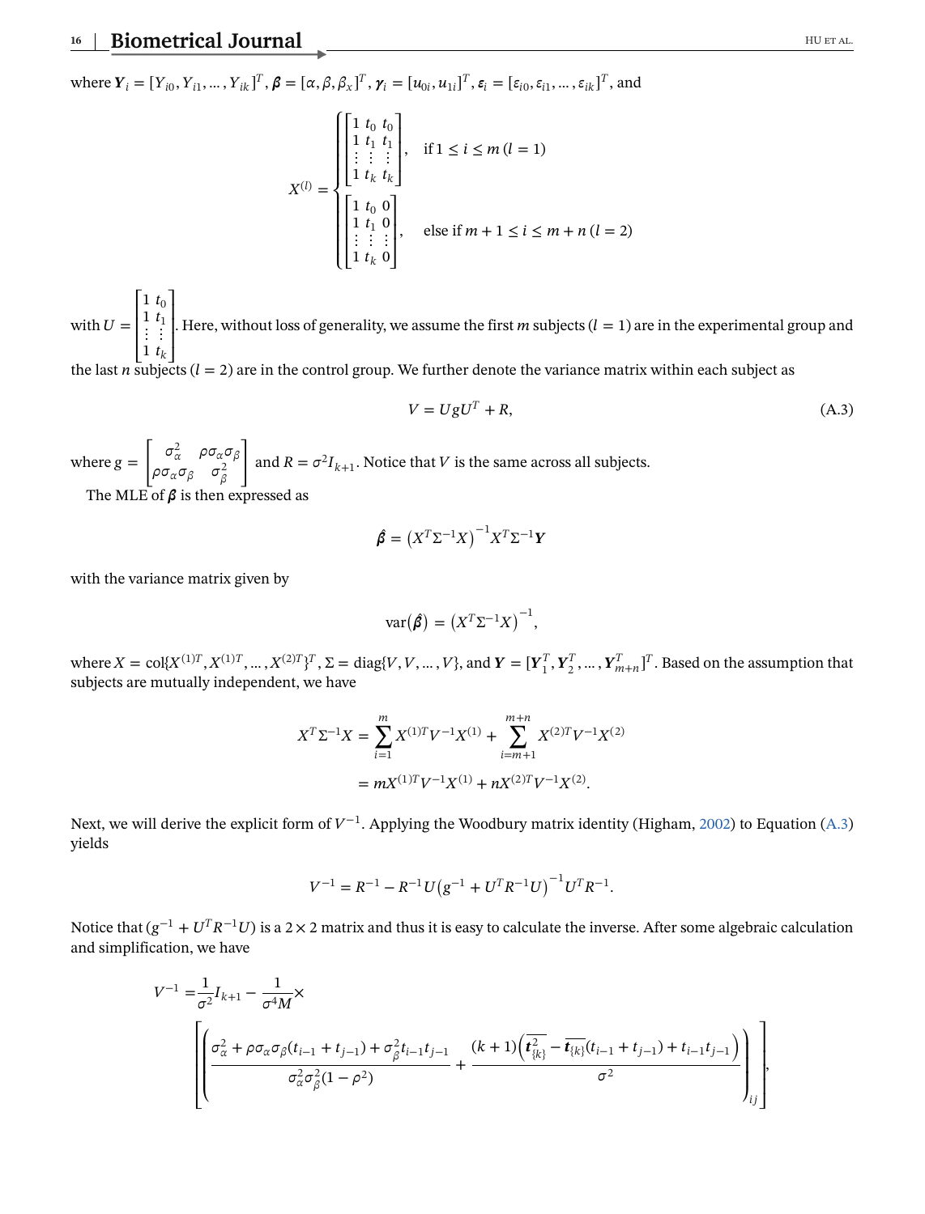where $\boldsymbol{Y}_i = [Y_{i0}, Y_{i1}, \dots, Y_{ik}]^T$, $\boldsymbol{\beta} = [\alpha, \beta, \beta_x]^T$, $\boldsymbol{\gamma}_i = [u_{0i}, u_{1i}]^T$, $\boldsymbol{\varepsilon}_i = [\varepsilon_{i0}, \varepsilon_{i1}, \dots, \varepsilon_{ik}]^T$, and

$$X^{(l)} = \begin{cases} \begin{bmatrix} 1 & t_0 & t_0 \\ 1 & t_1 & t_1 \\ \vdots & \vdots & \vdots \\ 1 & t_k & t_k \end{bmatrix}, & \text{if } 1 \le i \le m \; (l = 1) \\ \begin{bmatrix} 1 & t_0 & 0 \\ 1 & t_1 & 0 \\ \vdots & \vdots & \vdots \\ 1 & t_k & 0 \end{bmatrix}, & \text{else if } m+1 \le i \le m+n \; (l = 2) \end{cases}$$

with $U = \begin{bmatrix} 1 & t_0 \\ 1 & t_1 \\ \vdots & \vdots \\ 1 & t_k \end{bmatrix}$. Here, without loss of generality, we assume the first $m$ subjects ($l = 1$) are in the experimental group and the last $n$ subjects ($l = 2$) are in the control group. We further denote the variance matrix within each subject as

$$V = UgU^T + R, \tag{A.3}$$

where $g = \begin{bmatrix} \sigma_\alpha^2 & \rho\sigma_\alpha\sigma_\beta \\ \rho\sigma_\alpha\sigma_\beta & \sigma_\beta^2 \end{bmatrix}$ and $R = \sigma^2 I_{k+1}$. Notice that $V$ is the same across all subjects.

The MLE of $\boldsymbol{\beta}$ is then expressed as

$$\hat{\boldsymbol{\beta}} = \left(X^T \Sigma^{-1} X\right)^{-1} X^T \Sigma^{-1} \boldsymbol{Y}$$

with the variance matrix given by

$$\operatorname{var}(\hat{\boldsymbol{\beta}}) = \left(X^T \Sigma^{-1} X\right)^{-1},$$

where $X = \operatorname{col}\{X^{(1)T}, X^{(1)T}, \dots, X^{(2)T}\}^T$, $\Sigma = \operatorname{diag}\{V, V, \dots, V\}$, and $\boldsymbol{Y} = [\boldsymbol{Y}_1^T, \boldsymbol{Y}_2^T, \dots, \boldsymbol{Y}_{m+n}^T]^T$. Based on the assumption that subjects are mutually independent, we have

$$\begin{aligned} X^T \Sigma^{-1} X &= \sum_{i=1}^{m} X^{(1)T} V^{-1} X^{(1)} + \sum_{i=m+1}^{m+n} X^{(2)T} V^{-1} X^{(2)} \\ &= m X^{(1)T} V^{-1} X^{(1)} + n X^{(2)T} V^{-1} X^{(2)}. \end{aligned}$$

Next, we will derive the explicit form of $V^{-1}$. Applying the Woodbury matrix identity (Higham, 2002) to Equation (A.3) yields

$$V^{-1} = R^{-1} - R^{-1} U \left(g^{-1} + U^T R^{-1} U\right)^{-1} U^T R^{-1}.$$

Notice that $(g^{-1} + U^T R^{-1} U)$ is a $2 \times 2$ matrix and thus it is easy to calculate the inverse. After some algebraic calculation and simplification, we have

$$V^{-1} = \frac{1}{\sigma^2} I_{k+1} - \frac{1}{\sigma^4 M} \times \left[ \left( \frac{\sigma_\alpha^2 + \rho\sigma_\alpha\sigma_\beta(t_{i-1} + t_{j-1}) + \sigma_\beta^2 t_{i-1} t_{j-1}}{\sigma_\alpha^2 \sigma_\beta^2 (1 - \rho^2)} + \frac{(k+1)\left(\overline{\boldsymbol{t}_{\{k\}}^2} - \overline{\boldsymbol{t}_{\{k\}}}(t_{i-1} + t_{j-1}) + t_{i-1} t_{j-1}\right)}{\sigma^2} \right)_{ij} \right],$$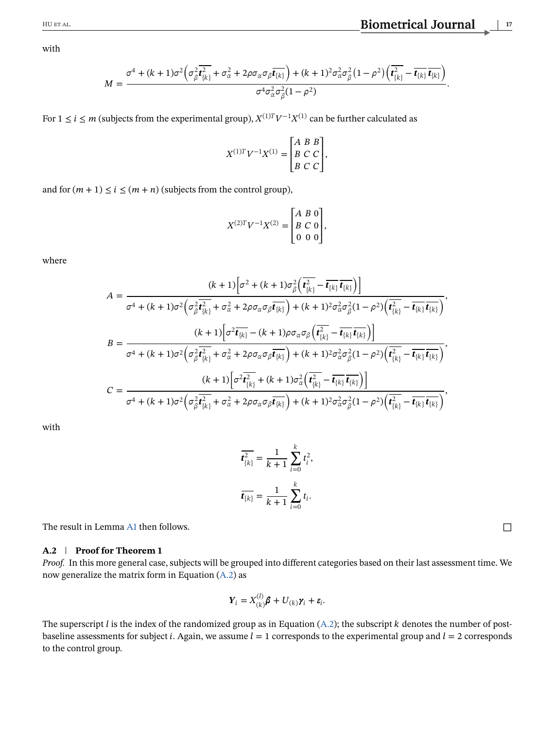with

$$M = \frac{\sigma^4 + (k+1)\sigma^2\left(\sigma_\beta^2 \overline{\boldsymbol{t}_{\{k\}}^2} + \sigma_\alpha^2 + 2\rho\sigma_\alpha\sigma_\beta \overline{\boldsymbol{t}_{\{k\}}}\right) + (k+1)^2\sigma_\alpha^2\sigma_\beta^2\left(1-\rho^2\right)\left(\overline{\boldsymbol{t}_{\{k\}}^2} - \overline{\boldsymbol{t}_{\{k\}}}\,\overline{\boldsymbol{t}_{\{k\}}}\right)}{\sigma^4\sigma_\alpha^2\sigma_\beta^2(1-\rho^2)}.$$

For $1 \le i \le m$ (subjects from the experimental group), $X^{(1)T}V^{-1}X^{(1)}$ can be further calculated as

$$X^{(1)T}V^{-1}X^{(1)} = \begin{bmatrix} A & B & B \\ B & C & C \\ B & C & C \end{bmatrix},$$

and for $(m+1) \le i \le (m+n)$ (subjects from the control group),

$$X^{(2)T}V^{-1}X^{(2)} = \begin{bmatrix} A & B & 0 \\ B & C & 0 \\ 0 & 0 & 0 \end{bmatrix},$$

where

$$A = \frac{(k+1)\left[\sigma^2 + (k+1)\sigma_\beta^2\left(\overline{\boldsymbol{t}_{\{k\}}^2} - \overline{\boldsymbol{t}_{\{k\}}}\,\overline{\boldsymbol{t}_{\{k\}}}\right)\right]}{\sigma^4 + (k+1)\sigma^2\left(\sigma_\beta^2 \overline{\boldsymbol{t}_{\{k\}}^2} + \sigma_\alpha^2 + 2\rho\sigma_\alpha\sigma_\beta \overline{\boldsymbol{t}_{\{k\}}}\right) + (k+1)^2\sigma_\alpha^2\sigma_\beta^2(1-\rho^2)\left(\overline{\boldsymbol{t}_{\{k\}}^2} - \overline{\boldsymbol{t}_{\{k\}}}\,\overline{\boldsymbol{t}_{\{k\}}}\right)},$$

$$B = \frac{(k+1)\left[\sigma^2 \overline{\boldsymbol{t}_{\{k\}}} - (k+1)\rho\sigma_\alpha\sigma_\beta\left(\overline{\boldsymbol{t}_{\{k\}}^2} - \overline{\boldsymbol{t}_{\{k\}}}\,\overline{\boldsymbol{t}_{\{k\}}}\right)\right]}{\sigma^4 + (k+1)\sigma^2\left(\sigma_\beta^2 \overline{\boldsymbol{t}_{\{k\}}^2} + \sigma_\alpha^2 + 2\rho\sigma_\alpha\sigma_\beta \overline{\boldsymbol{t}_{\{k\}}}\right) + (k+1)^2\sigma_\alpha^2\sigma_\beta^2(1-\rho^2)\left(\overline{\boldsymbol{t}_{\{k\}}^2} - \overline{\boldsymbol{t}_{\{k\}}}\,\overline{\boldsymbol{t}_{\{k\}}}\right)},$$

$$C = \frac{(k+1)\left[\sigma^2 \overline{\boldsymbol{t}_{\{k\}}^2} + (k+1)\sigma_\alpha^2\left(\overline{\boldsymbol{t}_{\{k\}}^2} - \overline{\boldsymbol{t}_{\{k\}}}\,\overline{\boldsymbol{t}_{\{k\}}}\right)\right]}{\sigma^4 + (k+1)\sigma^2\left(\sigma_\beta^2 \overline{\boldsymbol{t}_{\{k\}}^2} + \sigma_\alpha^2 + 2\rho\sigma_\alpha\sigma_\beta \overline{\boldsymbol{t}_{\{k\}}}\right) + (k+1)^2\sigma_\alpha^2\sigma_\beta^2(1-\rho^2)\left(\overline{\boldsymbol{t}_{\{k\}}^2} - \overline{\boldsymbol{t}_{\{k\}}}\,\overline{\boldsymbol{t}_{\{k\}}}\right)},$$

with

$$\overline{\boldsymbol{t}_{\{k\}}^2} = \frac{1}{k+1}\sum_{i=0}^{k} t_i^2,$$

$$\overline{\boldsymbol{t}_{\{k\}}} = \frac{1}{k+1}\sum_{i=0}^{k} t_i.$$

The result in Lemma A1 then follows. □

### A.2 | Proof for Theorem 1

*Proof.* In this more general case, subjects will be grouped into different categories based on their last assessment time. We now generalize the matrix form in Equation (A.2) as

$$\boldsymbol{Y}_i = X_{(k)}^{(l)}\boldsymbol{\beta} + U_{(k)}\boldsymbol{\gamma}_i + \boldsymbol{\varepsilon}_i.$$

The superscript $l$ is the index of the randomized group as in Equation (A.2); the subscript $k$ denotes the number of post-baseline assessments for subject $i$. Again, we assume $l = 1$ corresponds to the experimental group and $l = 2$ corresponds to the control group.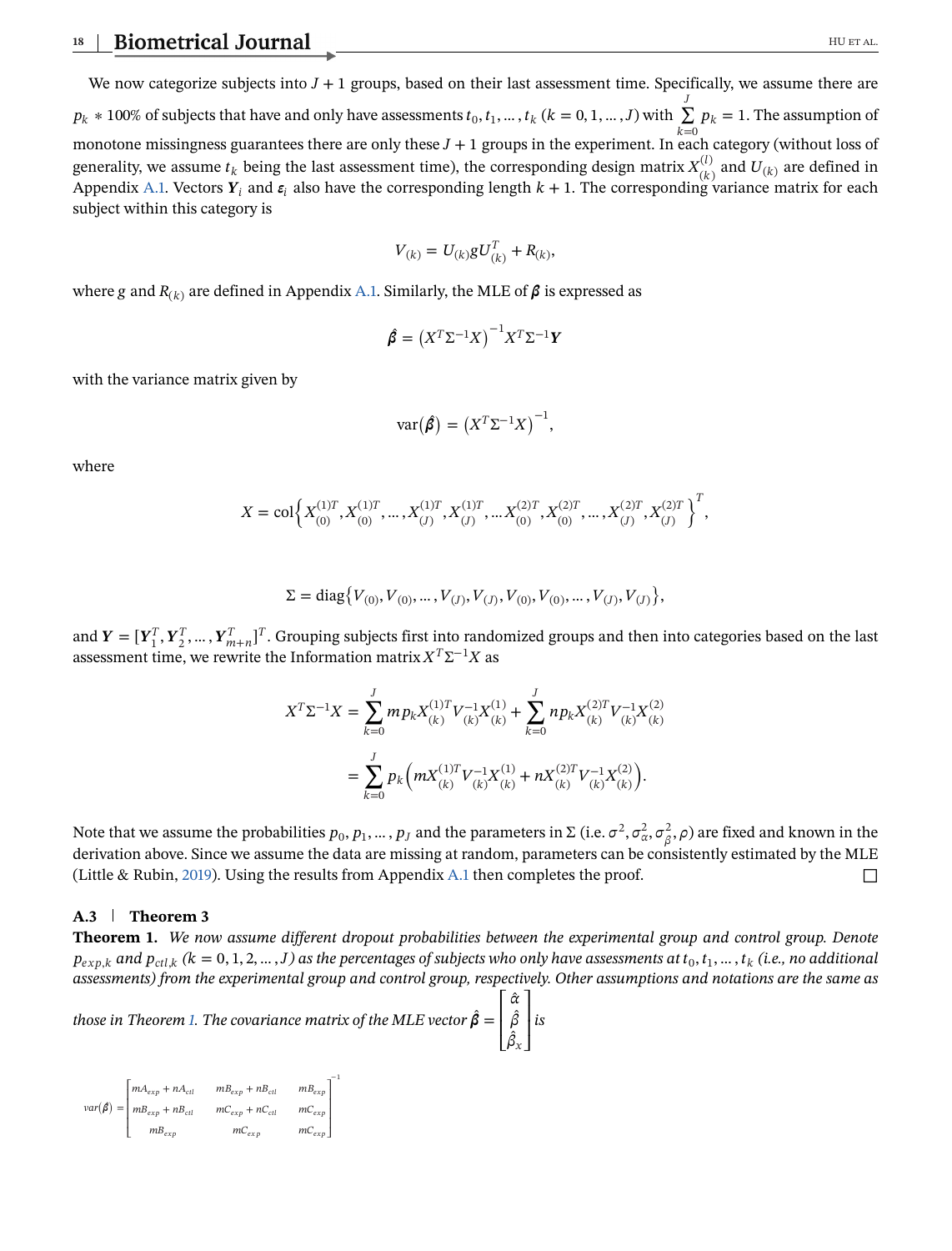We now categorize subjects into $J+1$ groups, based on their last assessment time. Specifically, we assume there are $p_k * 100\%$ of subjects that have and only have assessments $t_0, t_1, \ldots, t_k$ $(k = 0, 1, \ldots, J)$ with $\sum_{k=0}^{J} p_k = 1$. The assumption of monotone missingness guarantees there are only these $J+1$ groups in the experiment. In each category (without loss of generality, we assume $t_k$ being the last assessment time), the corresponding design matrix $X_{(k)}^{(l)}$ and $U_{(k)}$ are defined in Appendix A.1. Vectors $\boldsymbol{Y}_i$ and $\boldsymbol{\varepsilon}_i$ also have the corresponding length $k+1$. The corresponding variance matrix for each subject within this category is

$$V_{(k)} = U_{(k)} g U_{(k)}^T + R_{(k)},$$

where $g$ and $R_{(k)}$ are defined in Appendix A.1. Similarly, the MLE of $\boldsymbol{\beta}$ is expressed as

$$\hat{\boldsymbol{\beta}} = \left(X^T \Sigma^{-1} X\right)^{-1} X^T \Sigma^{-1} \boldsymbol{Y}$$

with the variance matrix given by

$$\mathrm{var}(\hat{\boldsymbol{\beta}}) = \left(X^T \Sigma^{-1} X\right)^{-1},$$

where

$$X = \mathrm{col}\left\{X_{(0)}^{(1)T}, X_{(0)}^{(1)T}, \ldots, X_{(J)}^{(1)T}, X_{(J)}^{(1)T}, \ldots X_{(0)}^{(2)T}, X_{(0)}^{(2)T}, \ldots, X_{(J)}^{(2)T}, X_{(J)}^{(2)T}\right\}^T,$$

$$\Sigma = \mathrm{diag}\left\{V_{(0)}, V_{(0)}, \ldots, V_{(J)}, V_{(J)}, V_{(0)}, V_{(0)}, \ldots, V_{(J)}, V_{(J)}\right\},$$

and $\boldsymbol{Y} = [\boldsymbol{Y}_1^T, \boldsymbol{Y}_2^T, \ldots, \boldsymbol{Y}_{m+n}^T]^T$. Grouping subjects first into randomized groups and then into categories based on the last assessment time, we rewrite the Information matrix $X^T \Sigma^{-1} X$ as

$$\begin{aligned}
X^T \Sigma^{-1} X &= \sum_{k=0}^{J} m p_k X_{(k)}^{(1)T} V_{(k)}^{-1} X_{(k)}^{(1)} + \sum_{k=0}^{J} n p_k X_{(k)}^{(2)T} V_{(k)}^{-1} X_{(k)}^{(2)} \\
&= \sum_{k=0}^{J} p_k \left( m X_{(k)}^{(1)T} V_{(k)}^{-1} X_{(k)}^{(1)} + n X_{(k)}^{(2)T} V_{(k)}^{-1} X_{(k)}^{(2)} \right).
\end{aligned}$$

Note that we assume the probabilities $p_0, p_1, \ldots, p_J$ and the parameters in $\Sigma$ (i.e. $\sigma^2, \sigma_\alpha^2, \sigma_\beta^2, \rho$) are fixed and known in the derivation above. Since we assume the data are missing at random, parameters can be consistently estimated by the MLE (Little & Rubin, 2019). Using the results from Appendix A.1 then completes the proof. □

### A.3 | Theorem 3

**Theorem 1.** *We now assume different dropout probabilities between the experimental group and control group. Denote $p_{exp,k}$ and $p_{ctl,k}$ $(k = 0, 1, 2, \ldots, J)$ as the percentages of subjects who only have assessments at $t_0, t_1, \ldots, t_k$ (i.e., no additional assessments) from the experimental group and control group, respectively. Other assumptions and notations are the same as those in Theorem 1. The covariance matrix of the MLE vector $\hat{\boldsymbol{\beta}} = \begin{bmatrix} \hat{\alpha} \\ \hat{\beta} \\ \hat{\beta}_x \end{bmatrix}$ is*

$$var(\hat{\boldsymbol{\beta}}) = \begin{bmatrix} mA_{exp} + nA_{ctl} & mB_{exp} + nB_{ctl} & mB_{exp} \\ mB_{exp} + nB_{ctl} & mC_{exp} + nC_{ctl} & mC_{exp} \\ mB_{exp} & mC_{exp} & mC_{exp} \end{bmatrix}^{-1}$$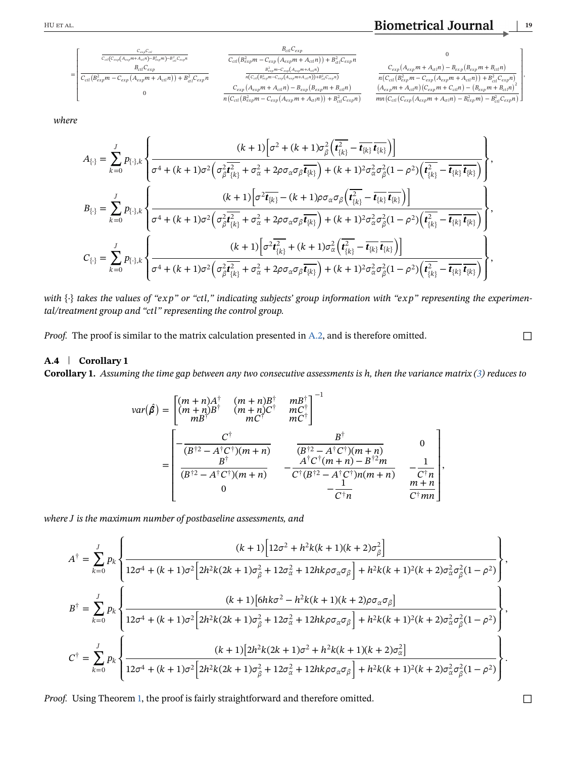$$
= \begin{bmatrix} \frac{C_{exp}C_{ctl}}{C_{ctl}\left(C_{exp}\left(A_{exp}m+A_{ctl}n\right)-B_{exp}^2 m\right)-B_{ctl}^2 C_{exp}n} & \frac{B_{ctl}C_{exp}}{C_{ctl}\left(B_{exp}^2 m - C_{exp}\left(A_{exp}m+A_{ctl}n\right)\right)+B_{ctl}^2 C_{exp}n} & 0 \\ \frac{B_{ctl}C_{exp}}{C_{ctl}\left(B_{exp}^2 m - C_{exp}\left(A_{exp}m+A_{ctl}n\right)\right)+B_{ctl}^2 C_{exp}n} & \frac{B_{exp}^2 m - C_{exp}\left(A_{exp}m+A_{ctl}n\right)}{n\left(C_{ctl}\left(B_{exp}^2 m - C_{exp}\left(A_{exp}m+A_{ctl}n\right)\right)+B_{ctl}^2 C_{exp}n\right)} & \frac{C_{exp}\left(A_{exp}m+A_{ctl}n\right)-B_{exp}\left(B_{exp}m+B_{ctl}n\right)}{n\left(C_{ctl}\left(B_{exp}^2 m - C_{exp}\left(A_{exp}m+A_{ctl}n\right)\right)+B_{ctl}^2 C_{exp}n\right)} \\ 0 & \frac{C_{exp}\left(A_{exp}m+A_{ctl}n\right)-B_{exp}\left(B_{exp}m+B_{ctl}n\right)}{n\left(C_{ctl}\left(B_{exp}^2 m - C_{exp}\left(A_{exp}m+A_{ctl}n\right)\right)+B_{ctl}^2 C_{exp}n\right)} & \frac{\left(A_{exp}m+A_{ctl}n\right)\left(C_{exp}m+C_{ctl}n\right)-\left(B_{exp}m+B_{ctl}n\right)^2}{mn\left(C_{ctl}\left(C_{exp}\left(A_{exp}m+A_{ctl}n\right)-B_{exp}^2 m\right)-B_{ctl}^2 C_{exp}n\right)} \end{bmatrix},
$$

*where*

$$
A_{\{\cdot\}} = \sum_{k=0}^{J} p_{\{\cdot\},k} \left\{ \frac{(k+1)\left[\sigma^2 + (k+1)\sigma_\beta^2\left(\overline{\boldsymbol{t}_{\{k\}}^2} - \overline{\boldsymbol{t}_{\{k\}}}\,\overline{\boldsymbol{t}_{\{k\}}}\right)\right]}{\sigma^4 + (k+1)\sigma^2\left(\sigma_\beta^2\overline{\boldsymbol{t}_{\{k\}}^2} + \sigma_\alpha^2 + 2\rho\sigma_\alpha\sigma_\beta\overline{\boldsymbol{t}_{\{k\}}}\right) + (k+1)^2\sigma_\alpha^2\sigma_\beta^2(1-\rho^2)\left(\overline{\boldsymbol{t}_{\{k\}}^2} - \overline{\boldsymbol{t}_{\{k\}}}\,\overline{\boldsymbol{t}_{\{k\}}}\right)} \right\},
$$

$$
B_{\{\cdot\}} = \sum_{k=0}^{J} p_{\{\cdot\},k} \left\{ \frac{(k+1)\left[\sigma^2\overline{\boldsymbol{t}_{\{k\}}} - (k+1)\rho\sigma_\alpha\sigma_\beta\left(\overline{\boldsymbol{t}_{\{k\}}^2} - \overline{\boldsymbol{t}_{\{k\}}}\,\overline{\boldsymbol{t}_{\{k\}}}\right)\right]}{\sigma^4 + (k+1)\sigma^2\left(\sigma_\beta^2\overline{\boldsymbol{t}_{\{k\}}^2} + \sigma_\alpha^2 + 2\rho\sigma_\alpha\sigma_\beta\overline{\boldsymbol{t}_{\{k\}}}\right) + (k+1)^2\sigma_\alpha^2\sigma_\beta^2(1-\rho^2)\left(\overline{\boldsymbol{t}_{\{k\}}^2} - \overline{\boldsymbol{t}_{\{k\}}}\,\overline{\boldsymbol{t}_{\{k\}}}\right)} \right\},
$$

$$
C_{\{\cdot\}} = \sum_{k=0}^{J} p_{\{\cdot\},k} \left\{ \frac{(k+1)\left[\sigma^2\overline{\boldsymbol{t}_{\{k\}}^2} + (k+1)\sigma_\alpha^2\left(\overline{\boldsymbol{t}_{\{k\}}^2} - \overline{\boldsymbol{t}_{\{k\}}}\,\overline{\boldsymbol{t}_{\{k\}}}\right)\right]}{\sigma^4 + (k+1)\sigma^2\left(\sigma_\beta^2\overline{\boldsymbol{t}_{\{k\}}^2} + \sigma_\alpha^2 + 2\rho\sigma_\alpha\sigma_\beta\overline{\boldsymbol{t}_{\{k\}}}\right) + (k+1)^2\sigma_\alpha^2\sigma_\beta^2(1-\rho^2)\left(\overline{\boldsymbol{t}_{\{k\}}^2} - \overline{\boldsymbol{t}_{\{k\}}}\,\overline{\boldsymbol{t}_{\{k\}}}\right)} \right\},
$$

*with $\{\cdot\}$ takes the values of "$exp$" or "$ctl$," indicating subjects' group information with "$exp$" representing the experimental/treatment group and "$ctl$" representing the control group.*

*Proof.* The proof is similar to the matrix calculation presented in A.2, and is therefore omitted. □

### A.4 | Corollary 1

**Corollary 1.** *Assuming the time gap between any two consecutive assessments is h, then the variance matrix (3) reduces to*

$$
var(\hat{\boldsymbol{\beta}}) = \begin{bmatrix} (m+n)A^\dagger & (m+n)B^\dagger & mB^\dagger \\ (m+n)B^\dagger & (m+n)C^\dagger & mC^\dagger \\ mB^\dagger & mC^\dagger & mC^\dagger \end{bmatrix}^{-1}
= \begin{bmatrix} -\frac{C^\dagger}{(B^{\dagger 2} - A^\dagger C^\dagger)(m+n)} & \frac{B^\dagger}{(B^{\dagger 2} - A^\dagger C^\dagger)(m+n)} & 0 \\ \frac{B^\dagger}{(B^{\dagger 2} - A^\dagger C^\dagger)(m+n)} & -\frac{A^\dagger C^\dagger (m+n) - B^{\dagger 2} m}{C^\dagger (B^{\dagger 2} - A^\dagger C^\dagger) n (m+n)} & -\frac{1}{C^\dagger n} \\ 0 & -\frac{1}{C^\dagger n} & \frac{m+n}{C^\dagger mn} \end{bmatrix},
$$

*where J is the maximum number of postbaseline assessments, and*

$$
A^\dagger = \sum_{k=0}^{J} p_k \left\{ \frac{(k+1)\left[12\sigma^2 + h^2 k(k+1)(k+2)\sigma_\beta^2\right]}{12\sigma^4 + (k+1)\sigma^2\left[2h^2k(2k+1)\sigma_\beta^2 + 12\sigma_\alpha^2 + 12hk\rho\sigma_\alpha\sigma_\beta\right] + h^2k(k+1)^2(k+2)\sigma_\alpha^2\sigma_\beta^2(1-\rho^2)} \right\},
$$

$$
B^\dagger = \sum_{k=0}^{J} p_k \left\{ \frac{(k+1)\left[6hk\sigma^2 - h^2k(k+1)(k+2)\rho\sigma_\alpha\sigma_\beta\right]}{12\sigma^4 + (k+1)\sigma^2\left[2h^2k(2k+1)\sigma_\beta^2 + 12\sigma_\alpha^2 + 12hk\rho\sigma_\alpha\sigma_\beta\right] + h^2k(k+1)^2(k+2)\sigma_\alpha^2\sigma_\beta^2(1-\rho^2)} \right\},
$$

$$
C^\dagger = \sum_{k=0}^{J} p_k \left\{ \frac{(k+1)\left[2h^2k(2k+1)\sigma^2 + h^2k(k+1)(k+2)\sigma_\alpha^2\right]}{12\sigma^4 + (k+1)\sigma^2\left[2h^2k(2k+1)\sigma_\beta^2 + 12\sigma_\alpha^2 + 12hk\rho\sigma_\alpha\sigma_\beta\right] + h^2k(k+1)^2(k+2)\sigma_\alpha^2\sigma_\beta^2(1-\rho^2)} \right\}.
$$

*Proof.* Using Theorem 1, the proof is fairly straightforward and therefore omitted. □